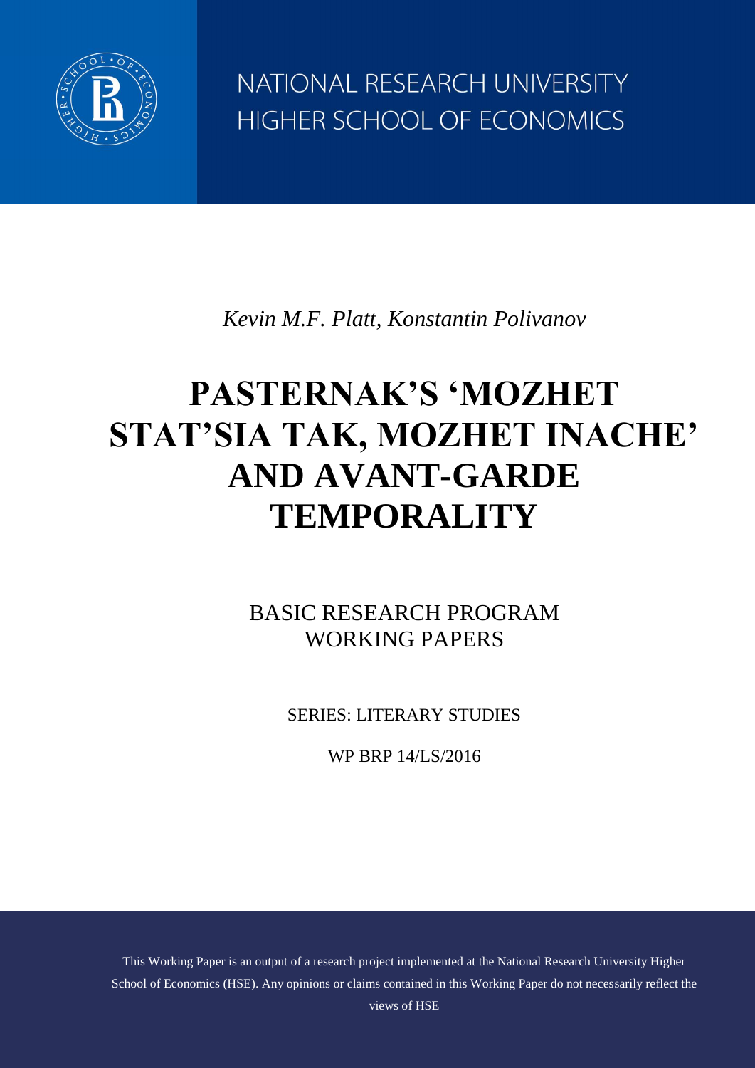NATIONAL RESEARCH UNIVERSITY
HIGHER SCHOOL OF ECONOMICS

*Kevin M.F. Platt, Konstantin Polivanov*

# PASTERNAK'S 'MOZHET STAT'SIA TAK, MOZHET INACHE' AND AVANT-GARDE TEMPORALITY

BASIC RESEARCH PROGRAM
WORKING PAPERS

SERIES: LITERARY STUDIES

WP BRP 14/LS/2016

This Working Paper is an output of a research project implemented at the National Research University Higher School of Economics (HSE). Any opinions or claims contained in this Working Paper do not necessarily reflect the views of HSE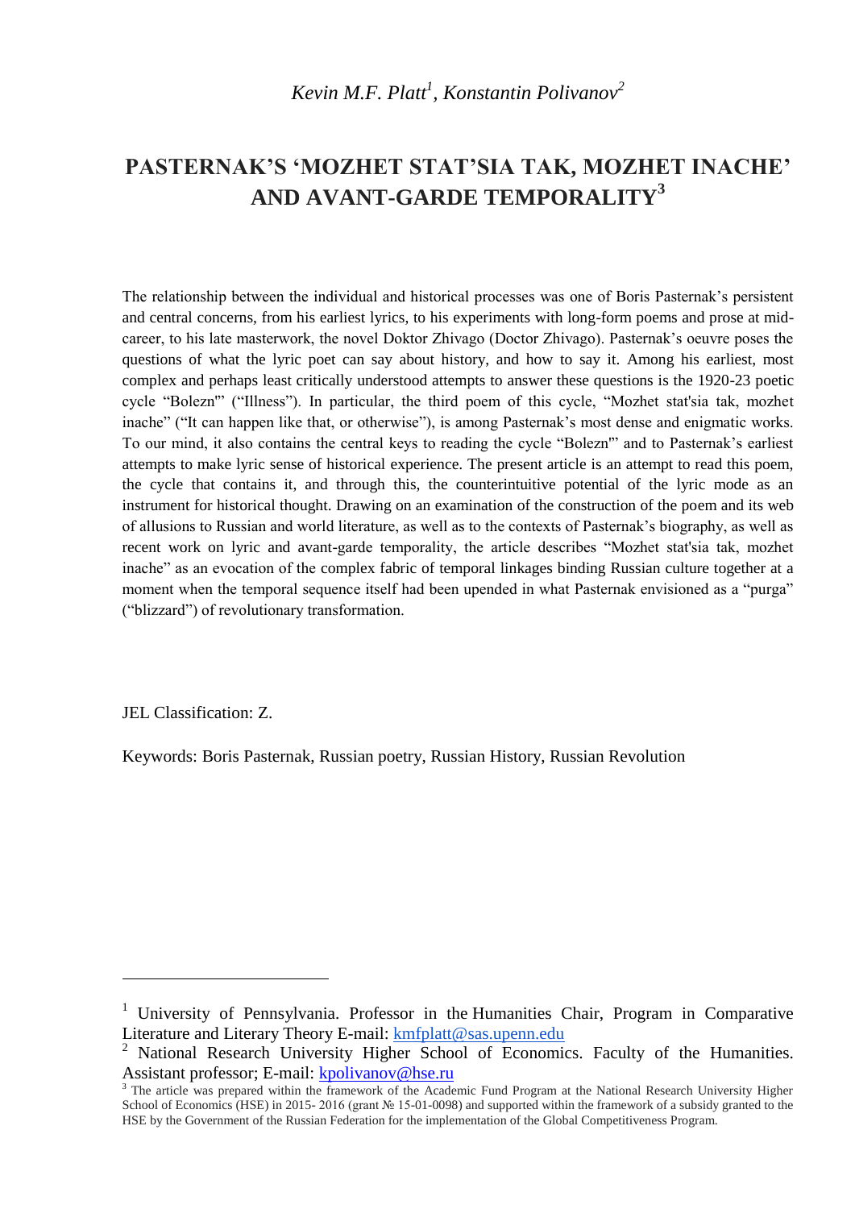*Kevin M.F. Platt*[1], *Konstantin Polivanov*[2]

# PASTERNAK'S 'MOZHET STAT'SIA TAK, MOZHET INACHE' AND AVANT-GARDE TEMPORALITY[3]

The relationship between the individual and historical processes was one of Boris Pasternak's persistent and central concerns, from his earliest lyrics, to his experiments with long-form poems and prose at mid-career, to his late masterwork, the novel Doktor Zhivago (Doctor Zhivago). Pasternak's oeuvre poses the questions of what the lyric poet can say about history, and how to say it. Among his earliest, most complex and perhaps least critically understood attempts to answer these questions is the 1920-23 poetic cycle "Bolezn'" ("Illness"). In particular, the third poem of this cycle, "Mozhet stat'sia tak, mozhet inache" ("It can happen like that, or otherwise"), is among Pasternak's most dense and enigmatic works. To our mind, it also contains the central keys to reading the cycle "Bolezn'" and to Pasternak's earliest attempts to make lyric sense of historical experience. The present article is an attempt to read this poem, the cycle that contains it, and through this, the counterintuitive potential of the lyric mode as an instrument for historical thought. Drawing on an examination of the construction of the poem and its web of allusions to Russian and world literature, as well as to the contexts of Pasternak's biography, as well as recent work on lyric and avant-garde temporality, the article describes "Mozhet stat'sia tak, mozhet inache" as an evocation of the complex fabric of temporal linkages binding Russian culture together at a moment when the temporal sequence itself had been upended in what Pasternak envisioned as a "purga" ("blizzard") of revolutionary transformation.

JEL Classification: Z.

Keywords: Boris Pasternak, Russian poetry, Russian History, Russian Revolution

---

[1] University of Pennsylvania. Professor in the Humanities Chair, Program in Comparative Literature and Literary Theory E-mail: kmfplatt@sas.upenn.edu

[2] National Research University Higher School of Economics. Faculty of the Humanities. Assistant professor; E-mail: kpolivanov@hse.ru

[3] The article was prepared within the framework of the Academic Fund Program at the National Research University Higher School of Economics (HSE) in 2015- 2016 (grant № 15-01-0098) and supported within the framework of a subsidy granted to the HSE by the Government of the Russian Federation for the implementation of the Global Competitiveness Program.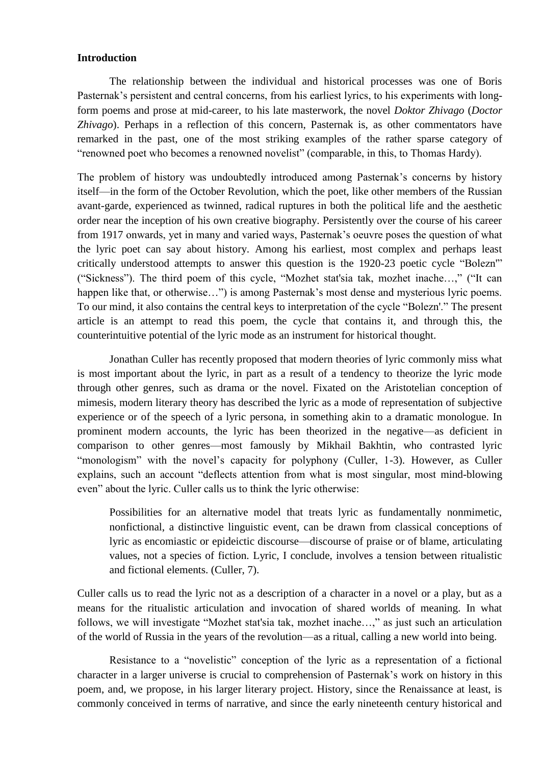**Introduction**

The relationship between the individual and historical processes was one of Boris Pasternak's persistent and central concerns, from his earliest lyrics, to his experiments with long-form poems and prose at mid-career, to his late masterwork, the novel *Doktor Zhivago* (*Doctor Zhivago*). Perhaps in a reflection of this concern, Pasternak is, as other commentators have remarked in the past, one of the most striking examples of the rather sparse category of "renowned poet who becomes a renowned novelist" (comparable, in this, to Thomas Hardy).

The problem of history was undoubtedly introduced among Pasternak's concerns by history itself—in the form of the October Revolution, which the poet, like other members of the Russian avant-garde, experienced as twinned, radical ruptures in both the political life and the aesthetic order near the inception of his own creative biography. Persistently over the course of his career from 1917 onwards, yet in many and varied ways, Pasternak's oeuvre poses the question of what the lyric poet can say about history. Among his earliest, most complex and perhaps least critically understood attempts to answer this question is the 1920-23 poetic cycle "Bolezn'" ("Sickness"). The third poem of this cycle, "Mozhet stat'sia tak, mozhet inache…," ("It can happen like that, or otherwise…") is among Pasternak's most dense and mysterious lyric poems. To our mind, it also contains the central keys to interpretation of the cycle "Bolezn'." The present article is an attempt to read this poem, the cycle that contains it, and through this, the counterintuitive potential of the lyric mode as an instrument for historical thought.

Jonathan Culler has recently proposed that modern theories of lyric commonly miss what is most important about the lyric, in part as a result of a tendency to theorize the lyric mode through other genres, such as drama or the novel. Fixated on the Aristotelian conception of mimesis, modern literary theory has described the lyric as a mode of representation of subjective experience or of the speech of a lyric persona, in something akin to a dramatic monologue. In prominent modern accounts, the lyric has been theorized in the negative—as deficient in comparison to other genres—most famously by Mikhail Bakhtin, who contrasted lyric "monologism" with the novel's capacity for polyphony (Culler, 1-3). However, as Culler explains, such an account "deflects attention from what is most singular, most mind-blowing even" about the lyric. Culler calls us to think the lyric otherwise:

> Possibilities for an alternative model that treats lyric as fundamentally nonmimetic, nonfictional, a distinctive linguistic event, can be drawn from classical conceptions of lyric as encomiastic or epideictic discourse—discourse of praise or of blame, articulating values, not a species of fiction. Lyric, I conclude, involves a tension between ritualistic and fictional elements. (Culler, 7).

Culler calls us to read the lyric not as a description of a character in a novel or a play, but as a means for the ritualistic articulation and invocation of shared worlds of meaning. In what follows, we will investigate "Mozhet stat'sia tak, mozhet inache…," as just such an articulation of the world of Russia in the years of the revolution—as a ritual, calling a new world into being.

Resistance to a "novelistic" conception of the lyric as a representation of a fictional character in a larger universe is crucial to comprehension of Pasternak's work on history in this poem, and, we propose, in his larger literary project. History, since the Renaissance at least, is commonly conceived in terms of narrative, and since the early nineteenth century historical and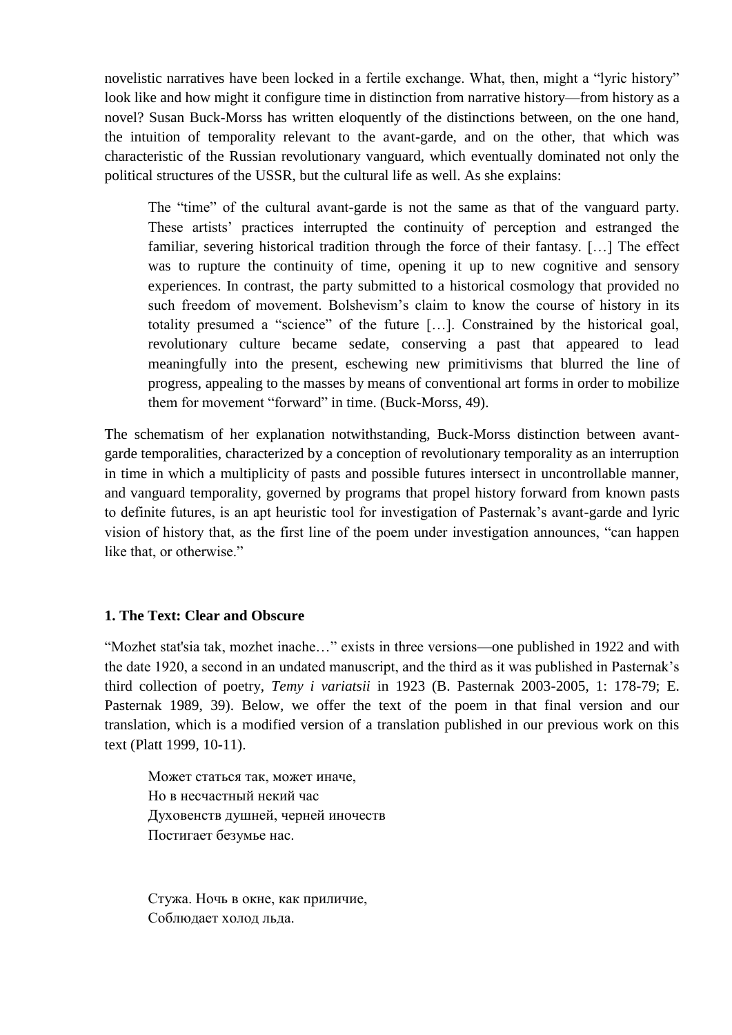novelistic narratives have been locked in a fertile exchange. What, then, might a "lyric history" look like and how might it configure time in distinction from narrative history—from history as a novel? Susan Buck-Morss has written eloquently of the distinctions between, on the one hand, the intuition of temporality relevant to the avant-garde, and on the other, that which was characteristic of the Russian revolutionary vanguard, which eventually dominated not only the political structures of the USSR, but the cultural life as well. As she explains:

> The "time" of the cultural avant-garde is not the same as that of the vanguard party. These artists' practices interrupted the continuity of perception and estranged the familiar, severing historical tradition through the force of their fantasy. […] The effect was to rupture the continuity of time, opening it up to new cognitive and sensory experiences. In contrast, the party submitted to a historical cosmology that provided no such freedom of movement. Bolshevism's claim to know the course of history in its totality presumed a "science" of the future […]. Constrained by the historical goal, revolutionary culture became sedate, conserving a past that appeared to lead meaningfully into the present, eschewing new primitivisms that blurred the line of progress, appealing to the masses by means of conventional art forms in order to mobilize them for movement "forward" in time. (Buck-Morss, 49).

The schematism of her explanation notwithstanding, Buck-Morss distinction between avant-garde temporalities, characterized by a conception of revolutionary temporality as an interruption in time in which a multiplicity of pasts and possible futures intersect in uncontrollable manner, and vanguard temporality, governed by programs that propel history forward from known pasts to definite futures, is an apt heuristic tool for investigation of Pasternak's avant-garde and lyric vision of history that, as the first line of the poem under investigation announces, "can happen like that, or otherwise."

### 1. The Text: Clear and Obscure

"Mozhet stat'sia tak, mozhet inache…" exists in three versions—one published in 1922 and with the date 1920, a second in an undated manuscript, and the third as it was published in Pasternak's third collection of poetry, *Temy i variatsii* in 1923 (B. Pasternak 2003-2005, 1: 178-79; E. Pasternak 1989, 39). Below, we offer the text of the poem in that final version and our translation, which is a modified version of a translation published in our previous work on this text (Platt 1999, 10-11).

> Может статься так, может иначе,
> Но в несчастный некий час
> Духовенств душней, черней иночеств
> Постигает безумье нас.
>
> Стужа. Ночь в окне, как приличие,
> Соблюдает холод льда.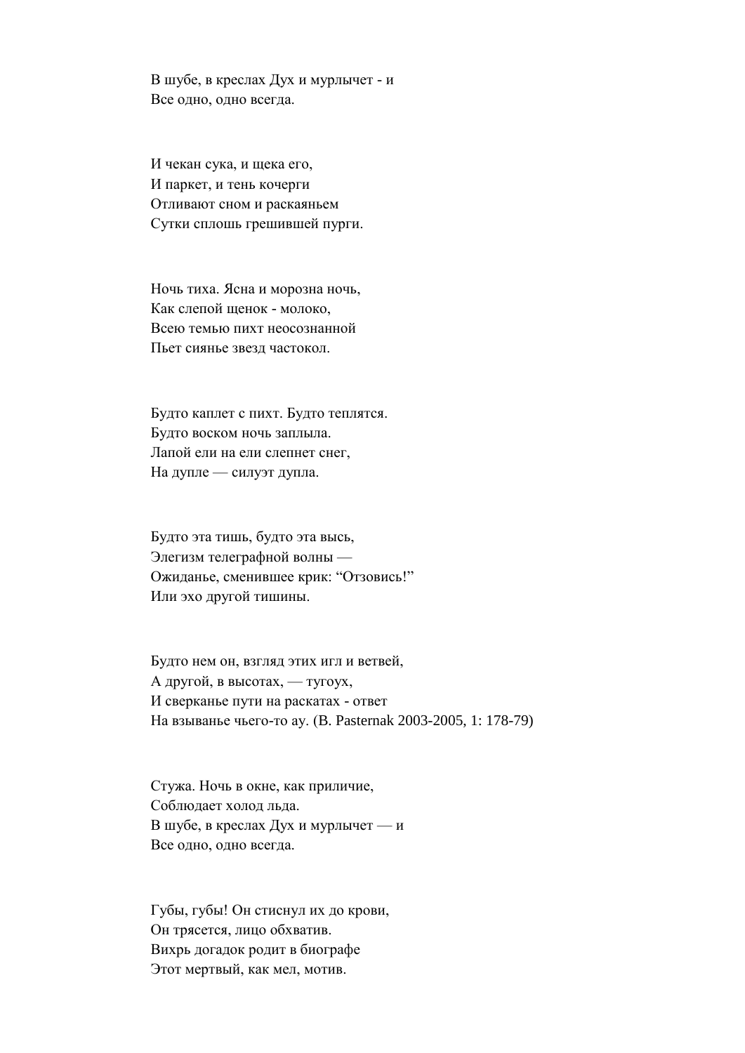В шубе, в креслах Дух и мурлычет - и
Все одно, одно всегда.

И чекан сука, и щека его,
И паркет, и тень кочерги
Отливают сном и раскаяньем
Сутки сплошь грешившей пурги.

Ночь тиха. Ясна и морозна ночь,
Как слепой щенок - молоко,
Всею темью пихт неосознанной
Пьет сиянье звезд частокол.

Будто каплет с пихт. Будто теплятся.
Будто воском ночь заплыла.
Лапой ели на ели слепнет снег,
На дупле — силуэт дупла.

Будто эта тишь, будто эта высь,
Элегизм телеграфной волны —
Ожиданье, сменившее крик: “Отзовись!”
Или эхо другой тишины.

Будто нем он, взгляд этих игл и ветвей,
А другой, в высотах, — тугоух,
И сверканье пути на раскатах - ответ
На взыванье чьего-то ау. (B. Pasternak 2003-2005, 1: 178-79)

Стужа. Ночь в окне, как приличие,
Соблюдает холод льда.
В шубе, в креслах Дух и мурлычет — и
Все одно, одно всегда.

Губы, губы! Он стиснул их до крови,
Он трясется, лицо обхватив.
Вихрь догадок родит в биографе
Этот мертвый, как мел, мотив.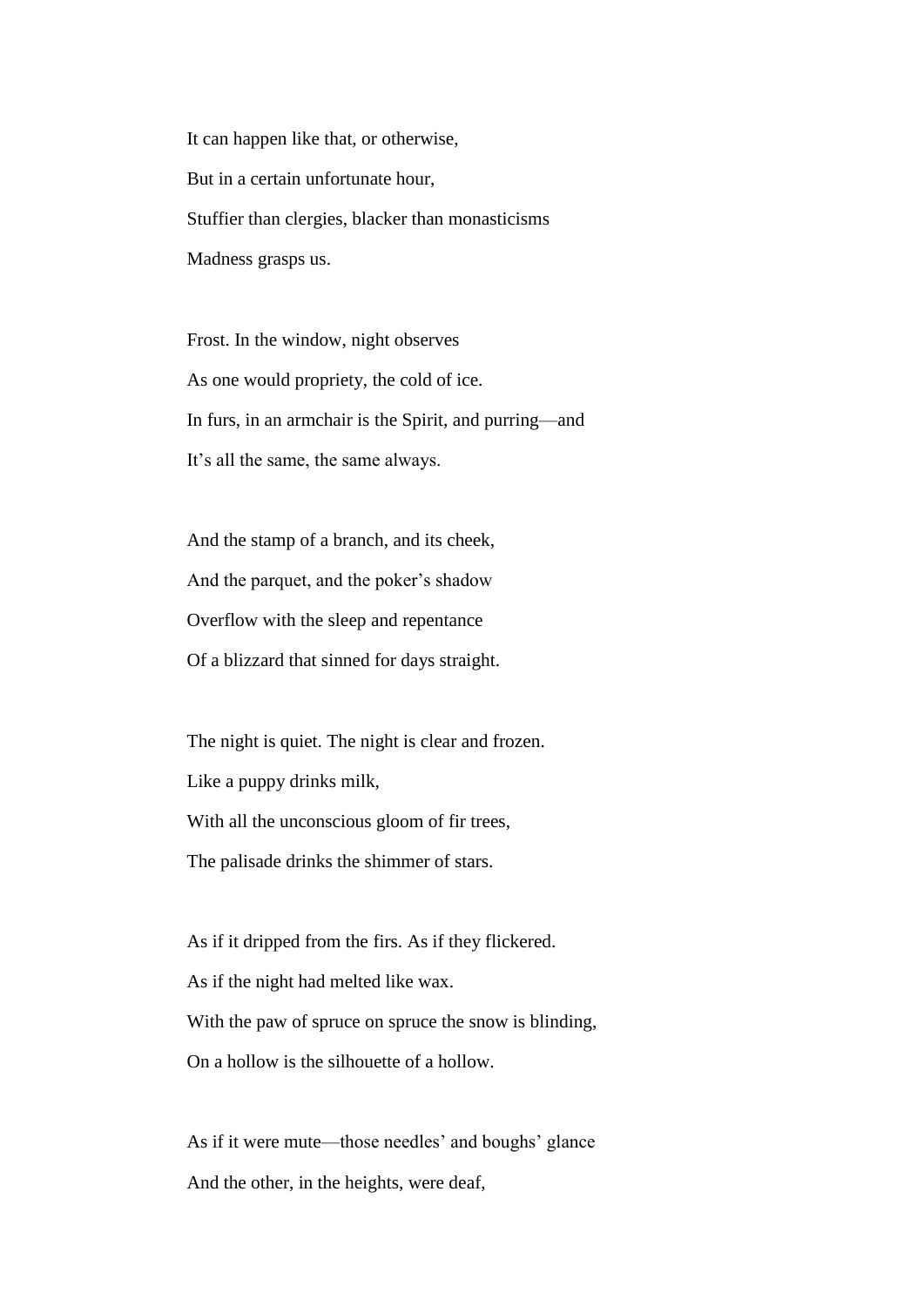It can happen like that, or otherwise,

But in a certain unfortunate hour,

Stuffier than clergies, blacker than monasticisms

Madness grasps us.

Frost. In the window, night observes

As one would propriety, the cold of ice.

In furs, in an armchair is the Spirit, and purring—and

It's all the same, the same always.

And the stamp of a branch, and its cheek,

And the parquet, and the poker's shadow

Overflow with the sleep and repentance

Of a blizzard that sinned for days straight.

The night is quiet. The night is clear and frozen.

Like a puppy drinks milk,

With all the unconscious gloom of fir trees,

The palisade drinks the shimmer of stars.

As if it dripped from the firs. As if they flickered.

As if the night had melted like wax.

With the paw of spruce on spruce the snow is blinding,

On a hollow is the silhouette of a hollow.

As if it were mute—those needles' and boughs' glance

And the other, in the heights, were deaf,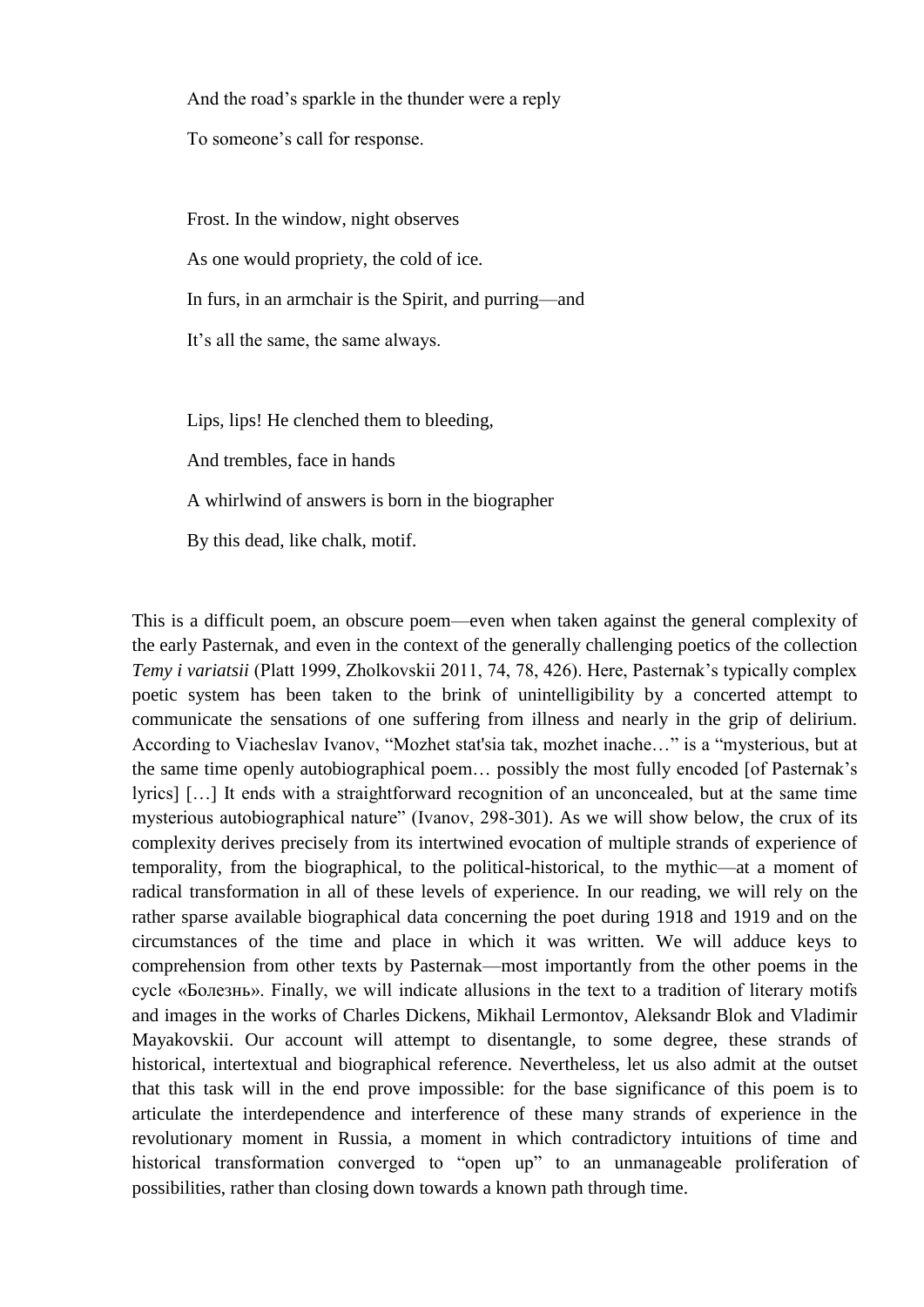And the road's sparkle in the thunder were a reply

To someone's call for response.

Frost. In the window, night observes

As one would propriety, the cold of ice.

In furs, in an armchair is the Spirit, and purring—and

It's all the same, the same always.

Lips, lips! He clenched them to bleeding,

And trembles, face in hands

A whirlwind of answers is born in the biographer

By this dead, like chalk, motif.

This is a difficult poem, an obscure poem—even when taken against the general complexity of the early Pasternak, and even in the context of the generally challenging poetics of the collection *Temy i variatsii* (Platt 1999, Zholkovskii 2011, 74, 78, 426). Here, Pasternak's typically complex poetic system has been taken to the brink of unintelligibility by a concerted attempt to communicate the sensations of one suffering from illness and nearly in the grip of delirium. According to Viacheslav Ivanov, "Mozhet stat'sia tak, mozhet inache…" is a "mysterious, but at the same time openly autobiographical poem… possibly the most fully encoded [of Pasternak's lyrics] […] It ends with a straightforward recognition of an unconcealed, but at the same time mysterious autobiographical nature" (Ivanov, 298-301). As we will show below, the crux of its complexity derives precisely from its intertwined evocation of multiple strands of experience of temporality, from the biographical, to the political-historical, to the mythic—at a moment of radical transformation in all of these levels of experience. In our reading, we will rely on the rather sparse available biographical data concerning the poet during 1918 and 1919 and on the circumstances of the time and place in which it was written. We will adduce keys to comprehension from other texts by Pasternak—most importantly from the other poems in the cycle «Болезнь». Finally, we will indicate allusions in the text to a tradition of literary motifs and images in the works of Charles Dickens, Mikhail Lermontov, Aleksandr Blok and Vladimir Mayakovskii. Our account will attempt to disentangle, to some degree, these strands of historical, intertextual and biographical reference. Nevertheless, let us also admit at the outset that this task will in the end prove impossible: for the base significance of this poem is to articulate the interdependence and interference of these many strands of experience in the revolutionary moment in Russia, a moment in which contradictory intuitions of time and historical transformation converged to "open up" to an unmanageable proliferation of possibilities, rather than closing down towards a known path through time.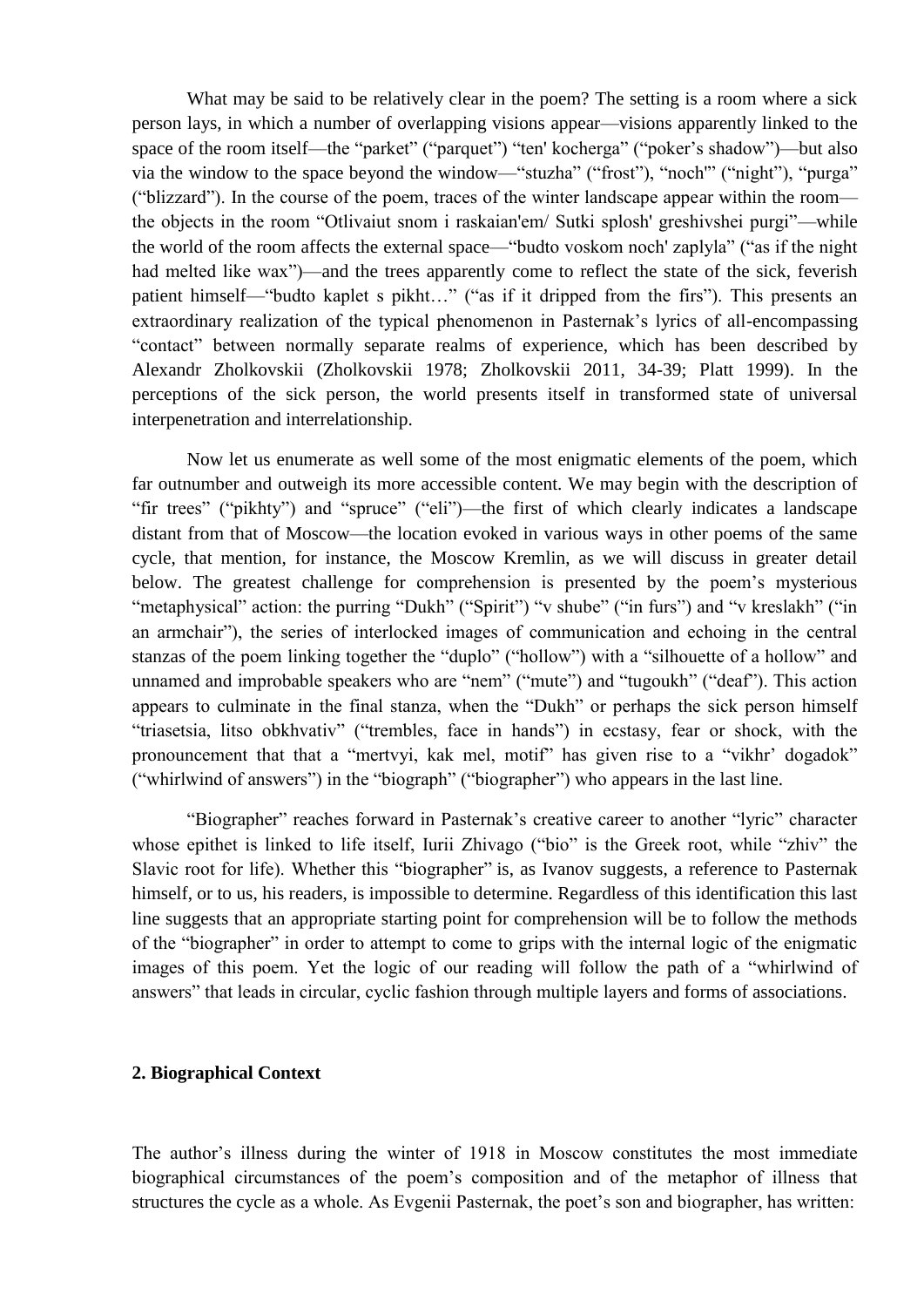What may be said to be relatively clear in the poem? The setting is a room where a sick person lays, in which a number of overlapping visions appear—visions apparently linked to the space of the room itself—the "parket" ("parquet") "ten' kocherga" ("poker's shadow")—but also via the window to the space beyond the window—"stuzha" ("frost"), "noch'" ("night"), "purga" ("blizzard"). In the course of the poem, traces of the winter landscape appear within the room—the objects in the room "Otlivaiut snom i raskaian'em/ Sutki splosh' greshivshei purgi"—while the world of the room affects the external space—"budto voskom noch' zaplyla" ("as if the night had melted like wax")—and the trees apparently come to reflect the state of the sick, feverish patient himself—"budto kaplet s pikht…" ("as if it dripped from the firs"). This presents an extraordinary realization of the typical phenomenon in Pasternak's lyrics of all-encompassing "contact" between normally separate realms of experience, which has been described by Alexandr Zholkovskii (Zholkovskii 1978; Zholkovskii 2011, 34-39; Platt 1999). In the perceptions of the sick person, the world presents itself in transformed state of universal interpenetration and interrelationship.

Now let us enumerate as well some of the most enigmatic elements of the poem, which far outnumber and outweigh its more accessible content. We may begin with the description of "fir trees" ("pikhty") and "spruce" ("eli")—the first of which clearly indicates a landscape distant from that of Moscow—the location evoked in various ways in other poems of the same cycle, that mention, for instance, the Moscow Kremlin, as we will discuss in greater detail below. The greatest challenge for comprehension is presented by the poem's mysterious "metaphysical" action: the purring "Dukh" ("Spirit") "v shube" ("in furs") and "v kreslakh" ("in an armchair"), the series of interlocked images of communication and echoing in the central stanzas of the poem linking together the "duplo" ("hollow") with a "silhouette of a hollow" and unnamed and improbable speakers who are "nem" ("mute") and "tugoukh" ("deaf"). This action appears to culminate in the final stanza, when the "Dukh" or perhaps the sick person himself "triasetsia, litso obkhvativ" ("trembles, face in hands") in ecstasy, fear or shock, with the pronouncement that that a "mertvyi, kak mel, motif" has given rise to a "vikhr' dogadok" ("whirlwind of answers") in the "biograph" ("biographer") who appears in the last line.

"Biographer" reaches forward in Pasternak's creative career to another "lyric" character whose epithet is linked to life itself, Iurii Zhivago ("bio" is the Greek root, while "zhiv" the Slavic root for life). Whether this "biographer" is, as Ivanov suggests, a reference to Pasternak himself, or to us, his readers, is impossible to determine. Regardless of this identification this last line suggests that an appropriate starting point for comprehension will be to follow the methods of the "biographer" in order to attempt to come to grips with the internal logic of the enigmatic images of this poem. Yet the logic of our reading will follow the path of a "whirlwind of answers" that leads in circular, cyclic fashion through multiple layers and forms of associations.

## 2. Biographical Context

The author's illness during the winter of 1918 in Moscow constitutes the most immediate biographical circumstances of the poem's composition and of the metaphor of illness that structures the cycle as a whole. As Evgenii Pasternak, the poet's son and biographer, has written: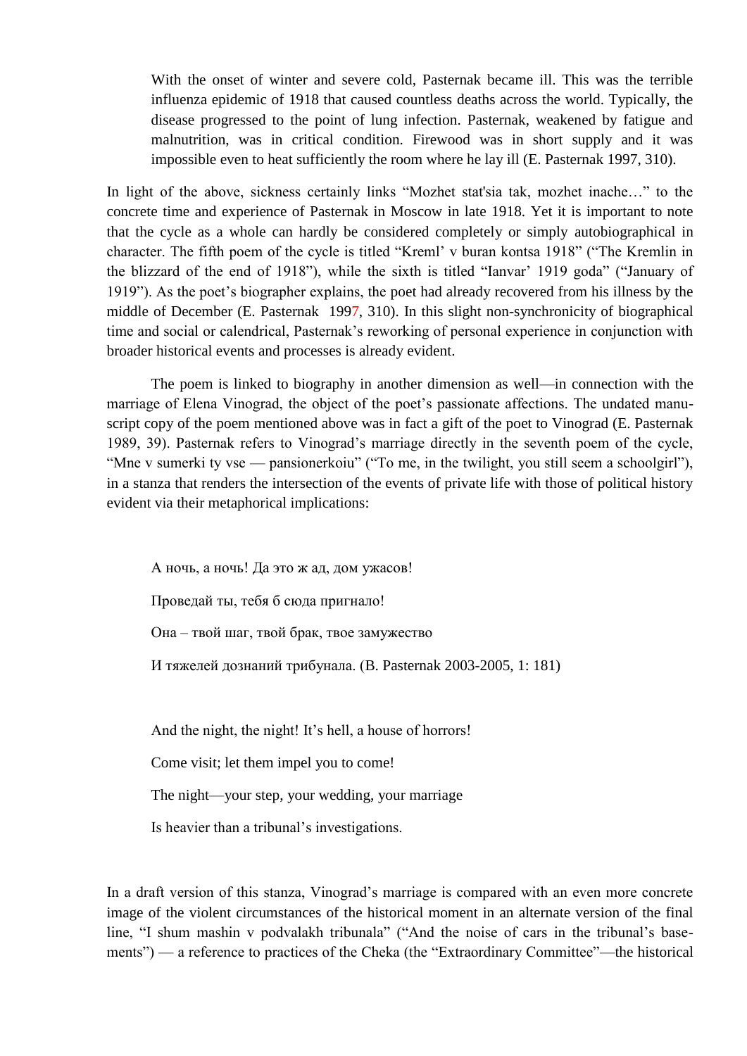> With the onset of winter and severe cold, Pasternak became ill. This was the terrible influenza epidemic of 1918 that caused countless deaths across the world. Typically, the disease progressed to the point of lung infection. Pasternak, weakened by fatigue and malnutrition, was in critical condition. Firewood was in short supply and it was impossible even to heat sufficiently the room where he lay ill (E. Pasternak 1997, 310).

In light of the above, sickness certainly links "Mozhet stat'sia tak, mozhet inache…" to the concrete time and experience of Pasternak in Moscow in late 1918. Yet it is important to note that the cycle as a whole can hardly be considered completely or simply autobiographical in character. The fifth poem of the cycle is titled "Kreml' v buran kontsa 1918" ("The Kremlin in the blizzard of the end of 1918"), while the sixth is titled "Ianvar' 1919 goda" ("January of 1919"). As the poet's biographer explains, the poet had already recovered from his illness by the middle of December (E. Pasternak 1997, 310). In this slight non-synchronicity of biographical time and social or calendrical, Pasternak's reworking of personal experience in conjunction with broader historical events and processes is already evident.

The poem is linked to biography in another dimension as well—in connection with the marriage of Elena Vinograd, the object of the poet's passionate affections. The undated manuscript copy of the poem mentioned above was in fact a gift of the poet to Vinograd (E. Pasternak 1989, 39). Pasternak refers to Vinograd's marriage directly in the seventh poem of the cycle, "Mne v sumerki ty vse — pansionerkoiu" ("To me, in the twilight, you still seem a schoolgirl"), in a stanza that renders the intersection of the events of private life with those of political history evident via their metaphorical implications:

> А ночь, а ночь! Да это ж ад, дом ужасов!
>
> Проведай ты, тебя б сюда пригнало!
>
> Она – твой шаг, твой брак, твое замужество
>
> И тяжелей дознаний трибунала. (B. Pasternak 2003-2005, 1: 181)

> And the night, the night! It's hell, a house of horrors!
>
> Come visit; let them impel you to come!
>
> The night—your step, your wedding, your marriage
>
> Is heavier than a tribunal's investigations.

In a draft version of this stanza, Vinograd's marriage is compared with an even more concrete image of the violent circumstances of the historical moment in an alternate version of the final line, "I shum mashin v podvalakh tribunala" ("And the noise of cars in the tribunal's basements") — a reference to practices of the Cheka (the "Extraordinary Committee"—the historical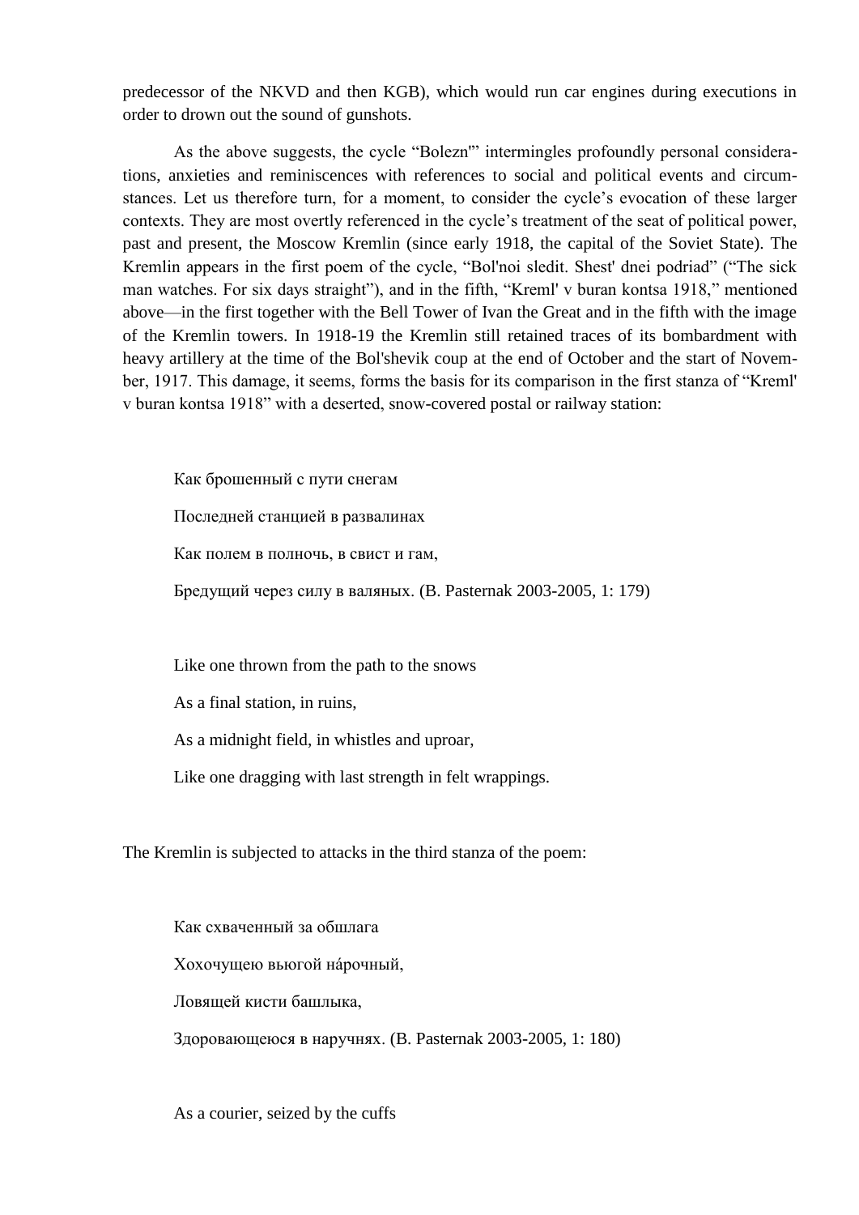predecessor of the NKVD and then KGB), which would run car engines during executions in order to drown out the sound of gunshots.

As the above suggests, the cycle "Bolezn'" intermingles profoundly personal considerations, anxieties and reminiscences with references to social and political events and circumstances. Let us therefore turn, for a moment, to consider the cycle's evocation of these larger contexts. They are most overtly referenced in the cycle's treatment of the seat of political power, past and present, the Moscow Kremlin (since early 1918, the capital of the Soviet State). The Kremlin appears in the first poem of the cycle, "Bol'noi sledit. Shest' dnei podriad" ("The sick man watches. For six days straight"), and in the fifth, "Kreml' v buran kontsa 1918," mentioned above—in the first together with the Bell Tower of Ivan the Great and in the fifth with the image of the Kremlin towers. In 1918-19 the Kremlin still retained traces of its bombardment with heavy artillery at the time of the Bol'shevik coup at the end of October and the start of November, 1917. This damage, it seems, forms the basis for its comparison in the first stanza of "Kreml' v buran kontsa 1918" with a deserted, snow-covered postal or railway station:

> Как брошенный с пути снегам
>
> Последней станцией в развалинах
>
> Как полем в полночь, в свист и гам,
>
> Бредущий через силу в валяных. (B. Pasternak 2003-2005, 1: 179)

> Like one thrown from the path to the snows
>
> As a final station, in ruins,
>
> As a midnight field, in whistles and uproar,
>
> Like one dragging with last strength in felt wrappings.

The Kremlin is subjected to attacks in the third stanza of the poem:

> Как схваченный за обшлага
>
> Хохочущею вьюгой на́рочный,
>
> Ловящей кисти башлыка,
>
> Здоровающеюся в наручнях. (B. Pasternak 2003-2005, 1: 180)

> As a courier, seized by the cuffs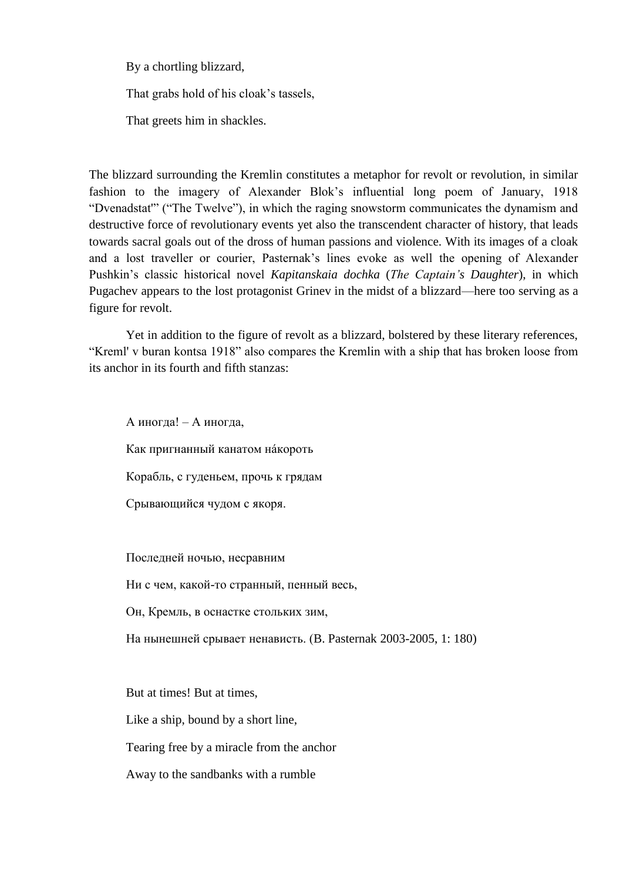By a chortling blizzard,

That grabs hold of his cloak's tassels,

That greets him in shackles.

The blizzard surrounding the Kremlin constitutes a metaphor for revolt or revolution, in similar fashion to the imagery of Alexander Blok's influential long poem of January, 1918 "Dvenadstat'" ("The Twelve"), in which the raging snowstorm communicates the dynamism and destructive force of revolutionary events yet also the transcendent character of history, that leads towards sacral goals out of the dross of human passions and violence. With its images of a cloak and a lost traveller or courier, Pasternak's lines evoke as well the opening of Alexander Pushkin's classic historical novel *Kapitanskaia dochka* (*The Captain's Daughter*), in which Pugachev appears to the lost protagonist Grinev in the midst of a blizzard—here too serving as a figure for revolt.

Yet in addition to the figure of revolt as a blizzard, bolstered by these literary references, "Kreml' v buran kontsa 1918" also compares the Kremlin with a ship that has broken loose from its anchor in its fourth and fifth stanzas:

А иногда! – А иногда,

Как пригнанный канатом нáкороть

Корабль, с гуденьем, прочь к грядам

Срывающийся чудом с якоря.

Последней ночью, несравним

Ни с чем, какой-то странный, пенный весь,

Он, Кремль, в оснастке стольких зим,

На нынешней срывает ненависть. (B. Pasternak 2003-2005, 1: 180)

But at times! But at times,

Like a ship, bound by a short line,

Tearing free by a miracle from the anchor

Away to the sandbanks with a rumble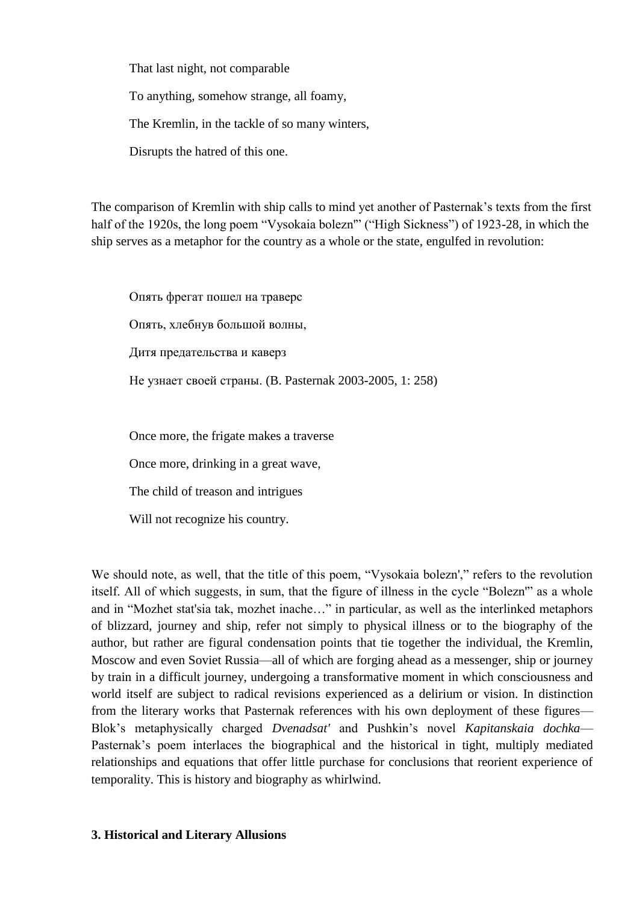That last night, not comparable

To anything, somehow strange, all foamy,

The Kremlin, in the tackle of so many winters,

Disrupts the hatred of this one.

The comparison of Kremlin with ship calls to mind yet another of Pasternak's texts from the first half of the 1920s, the long poem "Vysokaia bolezn'" ("High Sickness") of 1923-28, in which the ship serves as a metaphor for the country as a whole or the state, engulfed in revolution:

Опять фрегат пошел на траверс

Опять, хлебнув большой волны,

Дитя предательства и каверз

Не узнает своей страны. (B. Pasternak 2003-2005, 1: 258)

Once more, the frigate makes a traverse

Once more, drinking in a great wave,

The child of treason and intrigues

Will not recognize his country.

We should note, as well, that the title of this poem, "Vysokaia bolezn'," refers to the revolution itself. All of which suggests, in sum, that the figure of illness in the cycle "Bolezn'" as a whole and in "Mozhet stat'sia tak, mozhet inache…" in particular, as well as the interlinked metaphors of blizzard, journey and ship, refer not simply to physical illness or to the biography of the author, but rather are figural condensation points that tie together the individual, the Kremlin, Moscow and even Soviet Russia—all of which are forging ahead as a messenger, ship or journey by train in a difficult journey, undergoing a transformative moment in which consciousness and world itself are subject to radical revisions experienced as a delirium or vision. In distinction from the literary works that Pasternak references with his own deployment of these figures—Blok's metaphysically charged *Dvenadsat'* and Pushkin's novel *Kapitanskaia dochka*—Pasternak's poem interlaces the biographical and the historical in tight, multiply mediated relationships and equations that offer little purchase for conclusions that reorient experience of temporality. This is history and biography as whirlwind.

### 3. Historical and Literary Allusions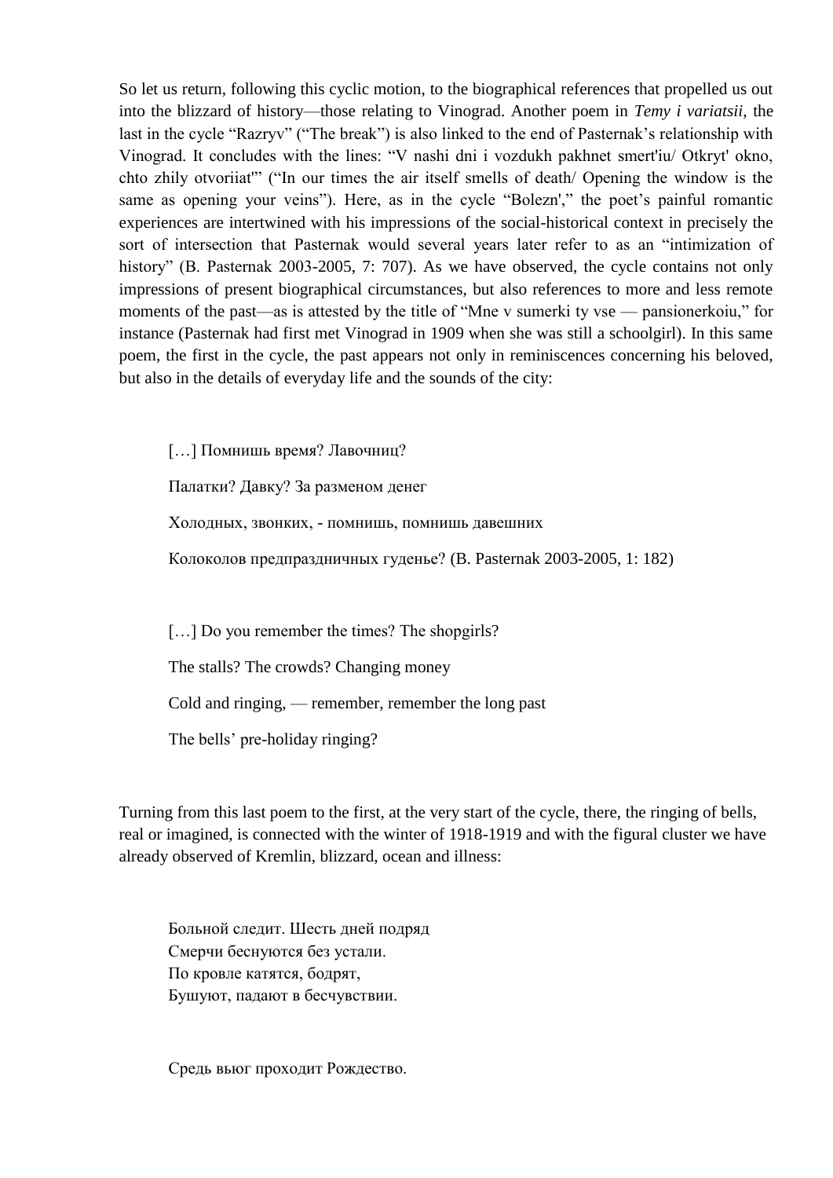So let us return, following this cyclic motion, to the biographical references that propelled us out into the blizzard of history—those relating to Vinograd. Another poem in *Temy i variatsii*, the last in the cycle "Razryv" ("The break") is also linked to the end of Pasternak's relationship with Vinograd. It concludes with the lines: "V nashi dni i vozdukh pakhnet smert'iu/ Otkryt' okno, chto zhily otvoriiat'" ("In our times the air itself smells of death/ Opening the window is the same as opening your veins"). Here, as in the cycle "Bolezn'," the poet's painful romantic experiences are intertwined with his impressions of the social-historical context in precisely the sort of intersection that Pasternak would several years later refer to as an "intimization of history" (B. Pasternak 2003-2005, 7: 707). As we have observed, the cycle contains not only impressions of present biographical circumstances, but also references to more and less remote moments of the past—as is attested by the title of "Mne v sumerki ty vse — pansionerkoiu," for instance (Pasternak had first met Vinograd in 1909 when she was still a schoolgirl). In this same poem, the first in the cycle, the past appears not only in reminiscences concerning his beloved, but also in the details of everyday life and the sounds of the city:

> […] Помнишь время? Лавочниц?
>
> Палатки? Давку? За разменом денег
>
> Холодных, звонких, - помнишь, помнишь давешних
>
> Колоколов предпраздничных гуденье? (B. Pasternak 2003-2005, 1: 182)

> […] Do you remember the times? The shopgirls?
>
> The stalls? The crowds? Changing money
>
> Cold and ringing, — remember, remember the long past
>
> The bells' pre-holiday ringing?

Turning from this last poem to the first, at the very start of the cycle, there, the ringing of bells, real or imagined, is connected with the winter of 1918-1919 and with the figural cluster we have already observed of Kremlin, blizzard, ocean and illness:

> Больной следит. Шесть дней подряд
> Смерчи беснуются без устали.
> По кровле катятся, бодрят,
> Бушуют, падают в бесчувствии.
>
> Средь вьюг проходит Рождество.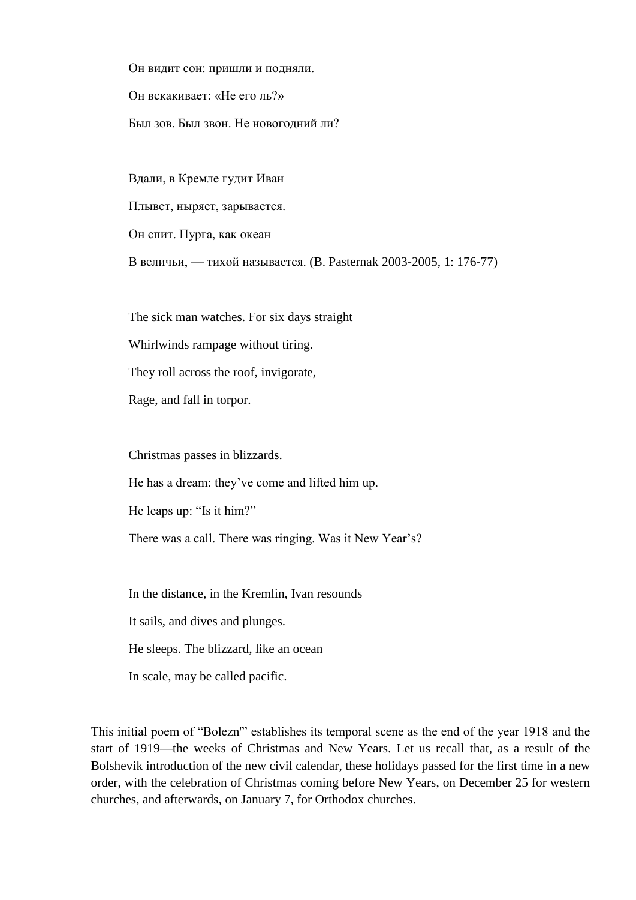Он видит сон: пришли и подняли.

Он вскакивает: «Не его ль?»

Был зов. Был звон. Не новогодний ли?

Вдали, в Кремле гудит Иван

Плывет, ныряет, зарывается.

Он спит. Пурга, как океан

В величьи, — тихой называется. (B. Pasternak 2003-2005, 1: 176-77)

The sick man watches. For six days straight

Whirlwinds rampage without tiring.

They roll across the roof, invigorate,

Rage, and fall in torpor.

Christmas passes in blizzards.

He has a dream: they've come and lifted him up.

He leaps up: "Is it him?"

There was a call. There was ringing. Was it New Year's?

In the distance, in the Kremlin, Ivan resounds

It sails, and dives and plunges.

He sleeps. The blizzard, like an ocean

In scale, may be called pacific.

This initial poem of "Bolezn'" establishes its temporal scene as the end of the year 1918 and the start of 1919—the weeks of Christmas and New Years. Let us recall that, as a result of the Bolshevik introduction of the new civil calendar, these holidays passed for the first time in a new order, with the celebration of Christmas coming before New Years, on December 25 for western churches, and afterwards, on January 7, for Orthodox churches.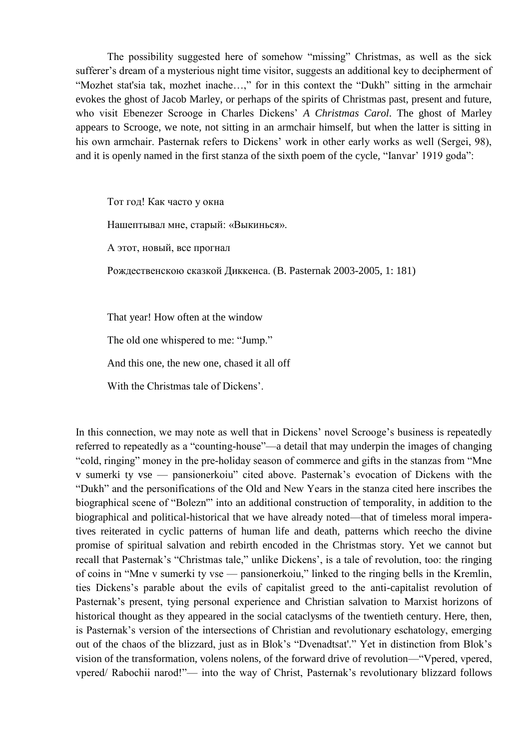The possibility suggested here of somehow "missing" Christmas, as well as the sick sufferer's dream of a mysterious night time visitor, suggests an additional key to decipherment of "Mozhet stat'sia tak, mozhet inache…," for in this context the "Dukh" sitting in the armchair evokes the ghost of Jacob Marley, or perhaps of the spirits of Christmas past, present and future, who visit Ebenezer Scrooge in Charles Dickens' *A Christmas Carol*. The ghost of Marley appears to Scrooge, we note, not sitting in an armchair himself, but when the latter is sitting in his own armchair. Pasternak refers to Dickens' work in other early works as well (Sergei, 98), and it is openly named in the first stanza of the sixth poem of the cycle, "Ianvar' 1919 goda":

> Тот год! Как часто у окна
>
> Нашептывал мне, старый: «Выкинься».
>
> А этот, новый, все прогнал
>
> Рождественскою сказкой Диккенса. (B. Pasternak 2003-2005, 1: 181)

> That year! How often at the window
>
> The old one whispered to me: "Jump."
>
> And this one, the new one, chased it all off
>
> With the Christmas tale of Dickens'.

In this connection, we may note as well that in Dickens' novel Scrooge's business is repeatedly referred to repeatedly as a "counting-house"—a detail that may underpin the images of changing "cold, ringing" money in the pre-holiday season of commerce and gifts in the stanzas from "Mne v sumerki ty vse — pansionerkoiu" cited above. Pasternak's evocation of Dickens with the "Dukh" and the personifications of the Old and New Years in the stanza cited here inscribes the biographical scene of "Bolezn'" into an additional construction of temporality, in addition to the biographical and political-historical that we have already noted—that of timeless moral imperatives reiterated in cyclic patterns of human life and death, patterns which reecho the divine promise of spiritual salvation and rebirth encoded in the Christmas story. Yet we cannot but recall that Pasternak's "Christmas tale," unlike Dickens', is a tale of revolution, too: the ringing of coins in "Mne v sumerki ty vse — pansionerkoiu," linked to the ringing bells in the Kremlin, ties Dickens's parable about the evils of capitalist greed to the anti-capitalist revolution of Pasternak's present, tying personal experience and Christian salvation to Marxist horizons of historical thought as they appeared in the social cataclysms of the twentieth century. Here, then, is Pasternak's version of the intersections of Christian and revolutionary eschatology, emerging out of the chaos of the blizzard, just as in Blok's "Dvenadtsat'." Yet in distinction from Blok's vision of the transformation, volens nolens, of the forward drive of revolution—"Vpered, vpered, vpered/ Rabochii narod!"— into the way of Christ, Pasternak's revolutionary blizzard follows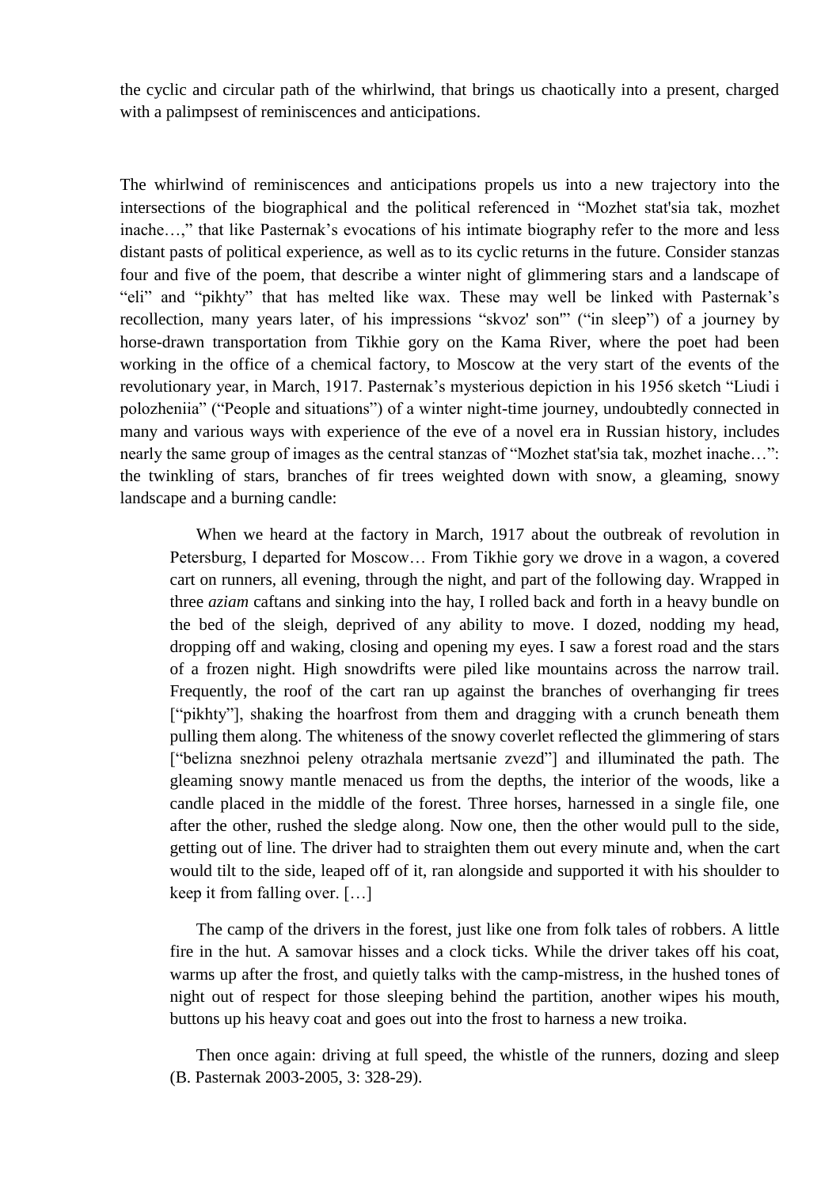the cyclic and circular path of the whirlwind, that brings us chaotically into a present, charged with a palimpsest of reminiscences and anticipations.

The whirlwind of reminiscences and anticipations propels us into a new trajectory into the intersections of the biographical and the political referenced in "Mozhet stat'sia tak, mozhet inache…," that like Pasternak's evocations of his intimate biography refer to the more and less distant pasts of political experience, as well as to its cyclic returns in the future. Consider stanzas four and five of the poem, that describe a winter night of glimmering stars and a landscape of "eli" and "pikhty" that has melted like wax. These may well be linked with Pasternak's recollection, many years later, of his impressions "skvoz' son'" ("in sleep") of a journey by horse-drawn transportation from Tikhie gory on the Kama River, where the poet had been working in the office of a chemical factory, to Moscow at the very start of the events of the revolutionary year, in March, 1917. Pasternak's mysterious depiction in his 1956 sketch "Liudi i polozheniia" ("People and situations") of a winter night-time journey, undoubtedly connected in many and various ways with experience of the eve of a novel era in Russian history, includes nearly the same group of images as the central stanzas of "Mozhet stat'sia tak, mozhet inache…": the twinkling of stars, branches of fir trees weighted down with snow, a gleaming, snowy landscape and a burning candle:

> When we heard at the factory in March, 1917 about the outbreak of revolution in Petersburg, I departed for Moscow… From Tikhie gory we drove in a wagon, a covered cart on runners, all evening, through the night, and part of the following day. Wrapped in three *aziam* caftans and sinking into the hay, I rolled back and forth in a heavy bundle on the bed of the sleigh, deprived of any ability to move. I dozed, nodding my head, dropping off and waking, closing and opening my eyes. I saw a forest road and the stars of a frozen night. High snowdrifts were piled like mountains across the narrow trail. Frequently, the roof of the cart ran up against the branches of overhanging fir trees ["pikhty"], shaking the hoarfrost from them and dragging with a crunch beneath them pulling them along. The whiteness of the snowy coverlet reflected the glimmering of stars ["belizna snezhnoi peleny otrazhala mertsanie zvezd"] and illuminated the path. The gleaming snowy mantle menaced us from the depths, the interior of the woods, like a candle placed in the middle of the forest. Three horses, harnessed in a single file, one after the other, rushed the sledge along. Now one, then the other would pull to the side, getting out of line. The driver had to straighten them out every minute and, when the cart would tilt to the side, leaped off of it, ran alongside and supported it with his shoulder to keep it from falling over. […]
>
> The camp of the drivers in the forest, just like one from folk tales of robbers. A little fire in the hut. A samovar hisses and a clock ticks. While the driver takes off his coat, warms up after the frost, and quietly talks with the camp-mistress, in the hushed tones of night out of respect for those sleeping behind the partition, another wipes his mouth, buttons up his heavy coat and goes out into the frost to harness a new troika.
>
> Then once again: driving at full speed, the whistle of the runners, dozing and sleep (B. Pasternak 2003-2005, 3: 328-29).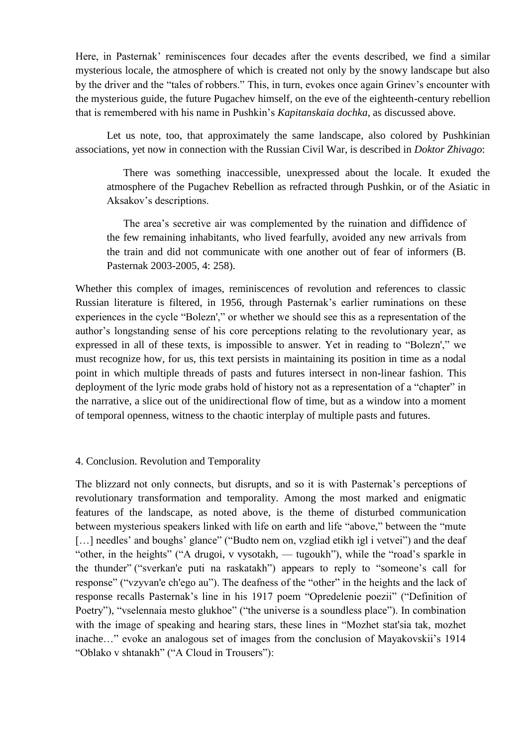Here, in Pasternak' reminiscences four decades after the events described, we find a similar mysterious locale, the atmosphere of which is created not only by the snowy landscape but also by the driver and the "tales of robbers." This, in turn, evokes once again Grinev's encounter with the mysterious guide, the future Pugachev himself, on the eve of the eighteenth-century rebellion that is remembered with his name in Pushkin's *Kapitanskaia dochka*, as discussed above.

Let us note, too, that approximately the same landscape, also colored by Pushkinian associations, yet now in connection with the Russian Civil War, is described in *Doktor Zhivago*:

> There was something inaccessible, unexpressed about the locale. It exuded the atmosphere of the Pugachev Rebellion as refracted through Pushkin, or of the Asiatic in Aksakov's descriptions.
>
> The area's secretive air was complemented by the ruination and diffidence of the few remaining inhabitants, who lived fearfully, avoided any new arrivals from the train and did not communicate with one another out of fear of informers (B. Pasternak 2003-2005, 4: 258).

Whether this complex of images, reminiscences of revolution and references to classic Russian literature is filtered, in 1956, through Pasternak's earlier ruminations on these experiences in the cycle "Bolezn'," or whether we should see this as a representation of the author's longstanding sense of his core perceptions relating to the revolutionary year, as expressed in all of these texts, is impossible to answer. Yet in reading to "Bolezn'," we must recognize how, for us, this text persists in maintaining its position in time as a nodal point in which multiple threads of pasts and futures intersect in non-linear fashion. This deployment of the lyric mode grabs hold of history not as a representation of a "chapter" in the narrative, a slice out of the unidirectional flow of time, but as a window into a moment of temporal openness, witness to the chaotic interplay of multiple pasts and futures.

## 4. Conclusion. Revolution and Temporality

The blizzard not only connects, but disrupts, and so it is with Pasternak's perceptions of revolutionary transformation and temporality. Among the most marked and enigmatic features of the landscape, as noted above, is the theme of disturbed communication between mysterious speakers linked with life on earth and life "above," between the "mute [...] needles' and boughs' glance" ("Budto nem on, vzgliad etikh igl i vetvei") and the deaf "other, in the heights" ("A drugoi, v vysotakh, — tugoukh"), while the "road's sparkle in the thunder" ("sverkan'e puti na raskatakh") appears to reply to "someone's call for response" ("vzyvan'e ch'ego au"). The deafness of the "other" in the heights and the lack of response recalls Pasternak's line in his 1917 poem "Opredelenie poezii" ("Definition of Poetry"), "vselennaia mesto glukhoe" ("the universe is a soundless place"). In combination with the image of speaking and hearing stars, these lines in "Mozhet stat'sia tak, mozhet inache…" evoke an analogous set of images from the conclusion of Mayakovskii's 1914 "Oblako v shtanakh" ("A Cloud in Trousers"):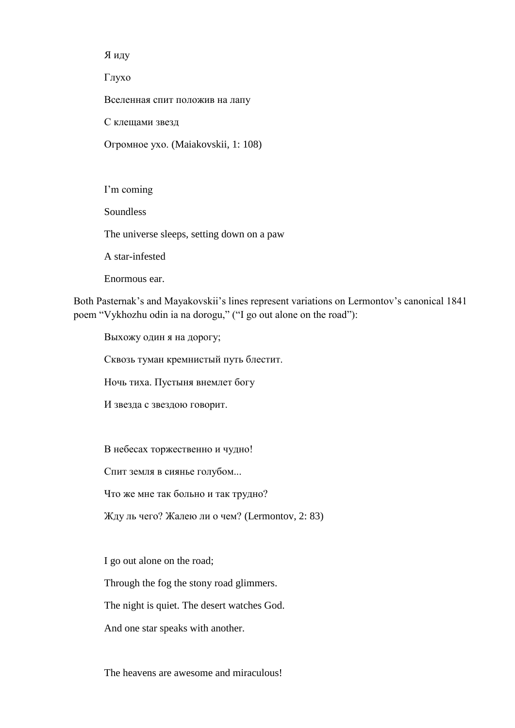Я иду

Глухо

Вселенная спит положив на лапу

С клещами звезд

Огромное ухо. (Maiakovskii, 1: 108)

I'm coming

Soundless

The universe sleeps, setting down on a paw

A star-infested

Enormous ear.

Both Pasternak's and Mayakovskii's lines represent variations on Lermontov's canonical 1841 poem "Vykhozhu odin ia na dorogu," ("I go out alone on the road"):

Выхожу один я на дорогу;

Сквозь туман кремнистый путь блестит.

Ночь тиха. Пустыня внемлет богу

И звезда с звездою говорит.

В небесах торжественно и чудно!

Спит земля в сиянье голубом...

Что же мне так больно и так трудно?

Жду ль чего? Жалею ли о чем? (Lermontov, 2: 83)

I go out alone on the road;

Through the fog the stony road glimmers.

The night is quiet. The desert watches God.

And one star speaks with another.

The heavens are awesome and miraculous!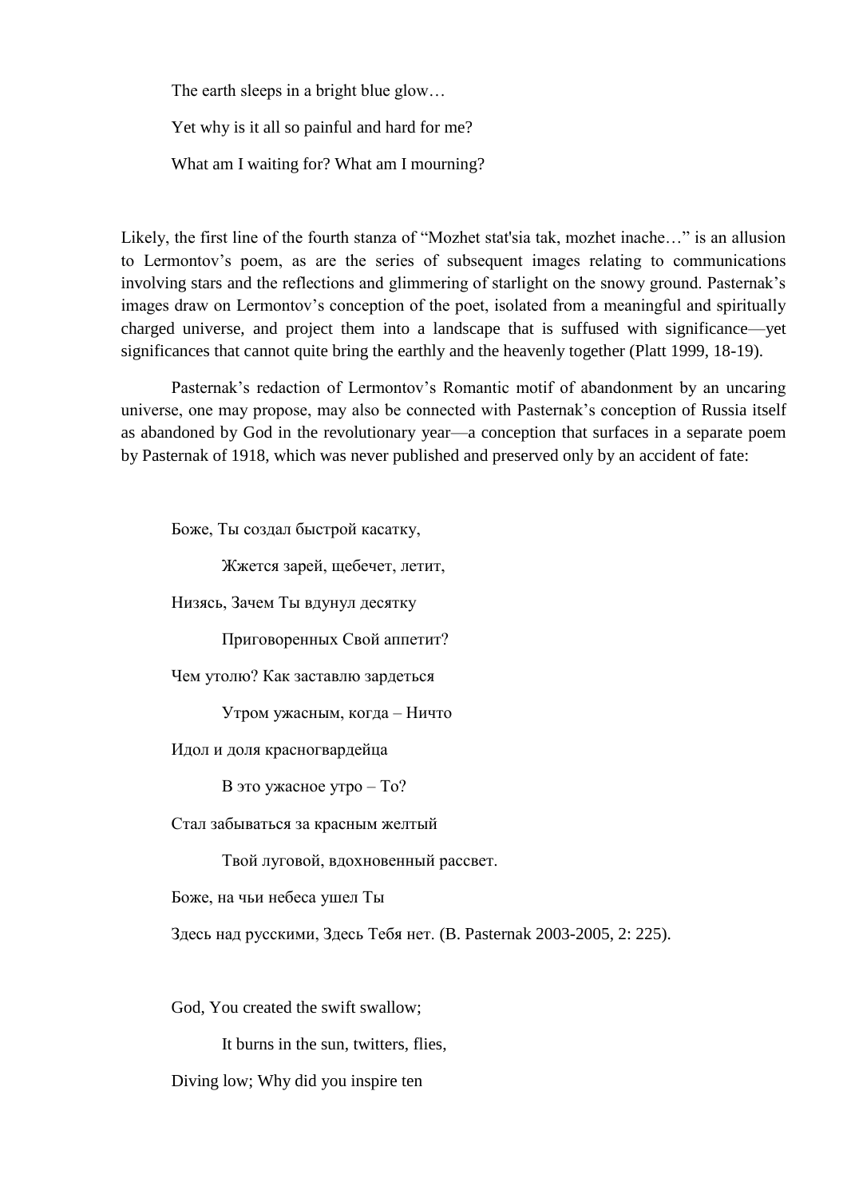The earth sleeps in a bright blue glow…

Yet why is it all so painful and hard for me?

What am I waiting for? What am I mourning?

Likely, the first line of the fourth stanza of "Mozhet stat'sia tak, mozhet inache…" is an allusion to Lermontov's poem, as are the series of subsequent images relating to communications involving stars and the reflections and glimmering of starlight on the snowy ground. Pasternak's images draw on Lermontov's conception of the poet, isolated from a meaningful and spiritually charged universe, and project them into a landscape that is suffused with significance—yet significances that cannot quite bring the earthly and the heavenly together (Platt 1999, 18-19).

Pasternak's redaction of Lermontov's Romantic motif of abandonment by an uncaring universe, one may propose, may also be connected with Pasternak's conception of Russia itself as abandoned by God in the revolutionary year—a conception that surfaces in a separate poem by Pasternak of 1918, which was never published and preserved only by an accident of fate:

Боже, Ты создал быстрой касатку,

Жжется зарей, щебечет, летит,

Низясь, Зачем Ты вдунул десятку

Приговоренных Свой аппетит?

Чем утолю? Как заставлю зардеться

Утром ужасным, когда – Ничто

Идол и доля красногвардейца

В это ужасное утро – То?

Стал забываться за красным желтый

Твой луговой, вдохновенный рассвет.

Боже, на чьи небеса ушел Ты

Здесь над русскими, Здесь Тебя нет. (B. Pasternak 2003-2005, 2: 225).

God, You created the swift swallow;

It burns in the sun, twitters, flies,

Diving low; Why did you inspire ten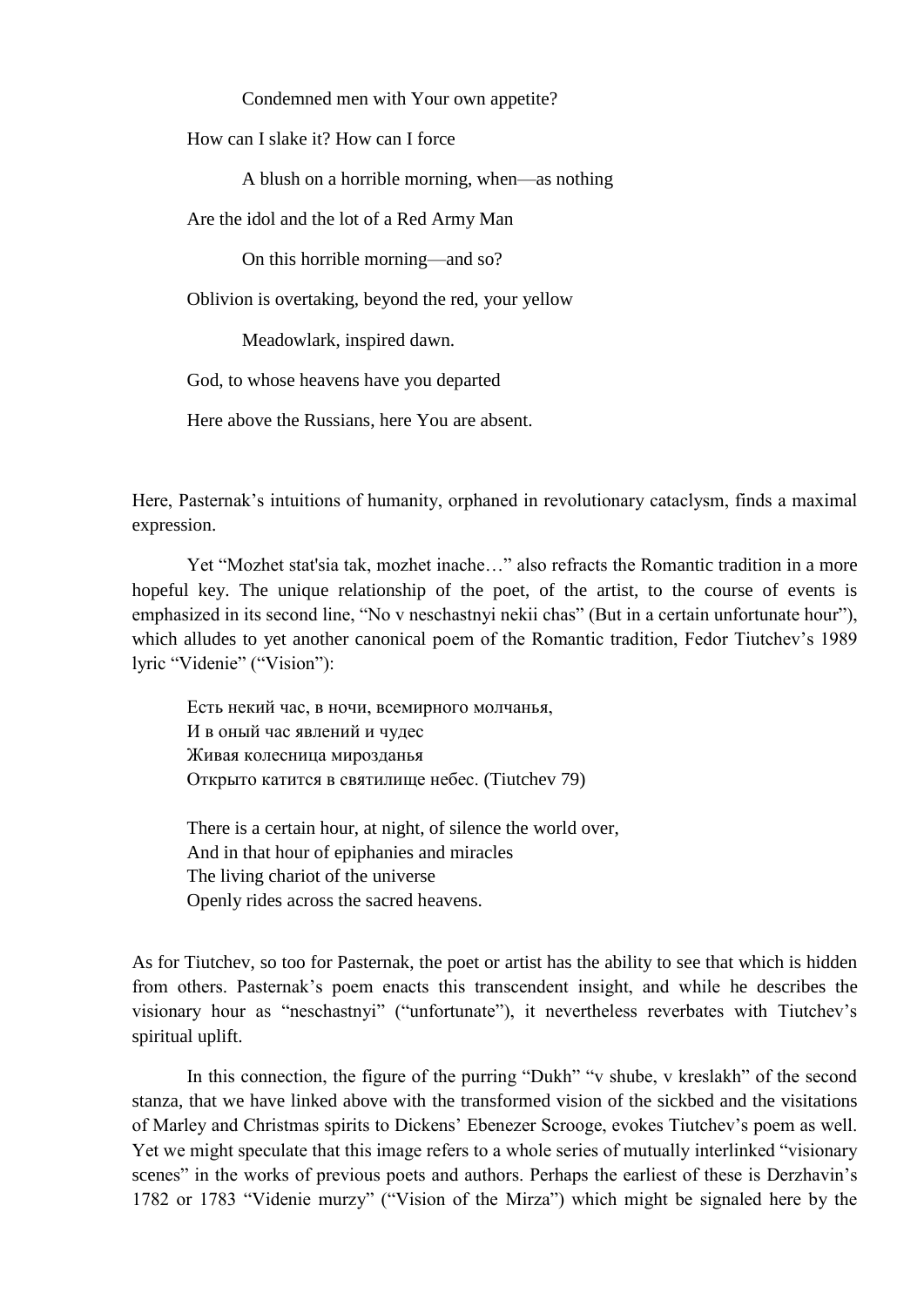Condemned men with Your own appetite?

How can I slake it? How can I force

A blush on a horrible morning, when—as nothing

Are the idol and the lot of a Red Army Man

On this horrible morning—and so?

Oblivion is overtaking, beyond the red, your yellow

Meadowlark, inspired dawn.

God, to whose heavens have you departed

Here above the Russians, here You are absent.

Here, Pasternak's intuitions of humanity, orphaned in revolutionary cataclysm, finds a maximal expression.

Yet "Mozhet stat'sia tak, mozhet inache…" also refracts the Romantic tradition in a more hopeful key. The unique relationship of the poet, of the artist, to the course of events is emphasized in its second line, "No v neschastnyi nekii chas" (But in a certain unfortunate hour"), which alludes to yet another canonical poem of the Romantic tradition, Fedor Tiutchev's 1989 lyric "Videnie" ("Vision"):

> Есть некий час, в ночи, всемирного молчанья,
> И в оный час явлений и чудес
> Живая колесница мирозданья
> Открыто катится в святилище небес. (Tiutchev 79)
>
> There is a certain hour, at night, of silence the world over,
> And in that hour of epiphanies and miracles
> The living chariot of the universe
> Openly rides across the sacred heavens.

As for Tiutchev, so too for Pasternak, the poet or artist has the ability to see that which is hidden from others. Pasternak's poem enacts this transcendent insight, and while he describes the visionary hour as "neschastnyi" ("unfortunate"), it nevertheless reverbates with Tiutchev's spiritual uplift.

In this connection, the figure of the purring "Dukh" "v shube, v kreslakh" of the second stanza, that we have linked above with the transformed vision of the sickbed and the visitations of Marley and Christmas spirits to Dickens' Ebenezer Scrooge, evokes Tiutchev's poem as well. Yet we might speculate that this image refers to a whole series of mutually interlinked "visionary scenes" in the works of previous poets and authors. Perhaps the earliest of these is Derzhavin's 1782 or 1783 "Videnie murzy" ("Vision of the Mirza") which might be signaled here by the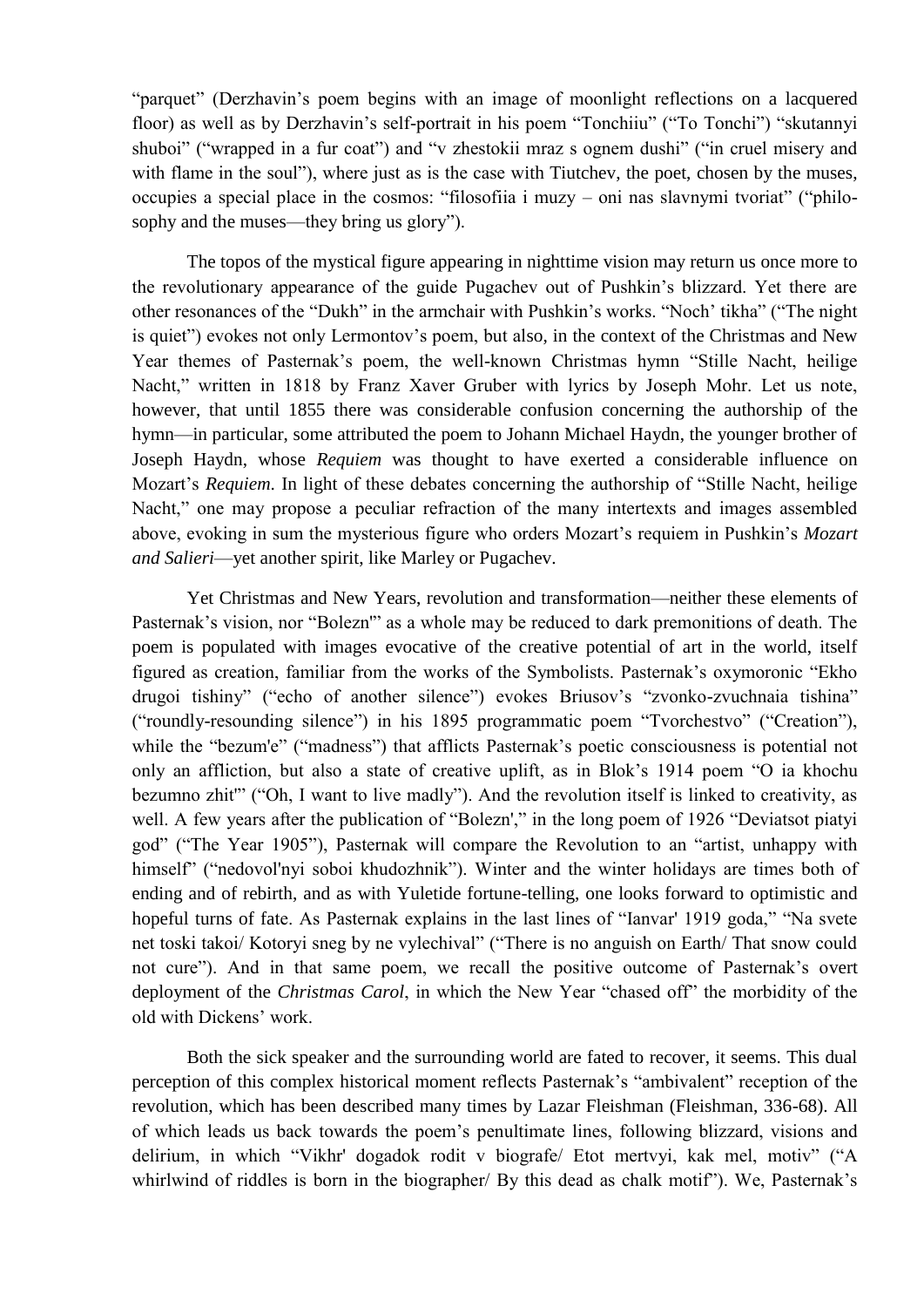"parquet" (Derzhavin's poem begins with an image of moonlight reflections on a lacquered floor) as well as by Derzhavin's self-portrait in his poem "Tonchiiu" ("To Tonchi") "skutannyi shuboi" ("wrapped in a fur coat") and "v zhestokii mraz s ognem dushi" ("in cruel misery and with flame in the soul"), where just as is the case with Tiutchev, the poet, chosen by the muses, occupies a special place in the cosmos: "filosofiia i muzy – oni nas slavnymi tvoriat" ("philosophy and the muses—they bring us glory").

The topos of the mystical figure appearing in nighttime vision may return us once more to the revolutionary appearance of the guide Pugachev out of Pushkin's blizzard. Yet there are other resonances of the "Dukh" in the armchair with Pushkin's works. "Noch' tikha" ("The night is quiet") evokes not only Lermontov's poem, but also, in the context of the Christmas and New Year themes of Pasternak's poem, the well-known Christmas hymn "Stille Nacht, heilige Nacht," written in 1818 by Franz Xaver Gruber with lyrics by Joseph Mohr. Let us note, however, that until 1855 there was considerable confusion concerning the authorship of the hymn—in particular, some attributed the poem to Johann Michael Haydn, the younger brother of Joseph Haydn, whose *Requiem* was thought to have exerted a considerable influence on Mozart's *Requiem*. In light of these debates concerning the authorship of "Stille Nacht, heilige Nacht," one may propose a peculiar refraction of the many intertexts and images assembled above, evoking in sum the mysterious figure who orders Mozart's requiem in Pushkin's *Mozart and Salieri*—yet another spirit, like Marley or Pugachev.

Yet Christmas and New Years, revolution and transformation—neither these elements of Pasternak's vision, nor "Bolezn'" as a whole may be reduced to dark premonitions of death. The poem is populated with images evocative of the creative potential of art in the world, itself figured as creation, familiar from the works of the Symbolists. Pasternak's oxymoronic "Ekho drugoi tishiny" ("echo of another silence") evokes Briusov's "zvonko-zvuchnaia tishina" ("roundly-resounding silence") in his 1895 programmatic poem "Tvorchestvo" ("Creation"), while the "bezum'e" ("madness") that afflicts Pasternak's poetic consciousness is potential not only an affliction, but also a state of creative uplift, as in Blok's 1914 poem "O ia khochu bezumno zhit'" ("Oh, I want to live madly"). And the revolution itself is linked to creativity, as well. A few years after the publication of "Bolezn'," in the long poem of 1926 "Deviatsot piatyi god" ("The Year 1905"), Pasternak will compare the Revolution to an "artist, unhappy with himself" ("nedovol'nyi soboi khudozhnik"). Winter and the winter holidays are times both of ending and of rebirth, and as with Yuletide fortune-telling, one looks forward to optimistic and hopeful turns of fate. As Pasternak explains in the last lines of "Ianvar' 1919 goda," "Na svete net toski takoi/ Kotoryi sneg by ne vylechival" ("There is no anguish on Earth/ That snow could not cure"). And in that same poem, we recall the positive outcome of Pasternak's overt deployment of the *Christmas Carol*, in which the New Year "chased off" the morbidity of the old with Dickens' work.

Both the sick speaker and the surrounding world are fated to recover, it seems. This dual perception of this complex historical moment reflects Pasternak's "ambivalent" reception of the revolution, which has been described many times by Lazar Fleishman (Fleishman, 336-68). All of which leads us back towards the poem's penultimate lines, following blizzard, visions and delirium, in which "Vikhr' dogadok rodit v biografe/ Etot mertvyi, kak mel, motiv" ("A whirlwind of riddles is born in the biographer/ By this dead as chalk motif"). We, Pasternak's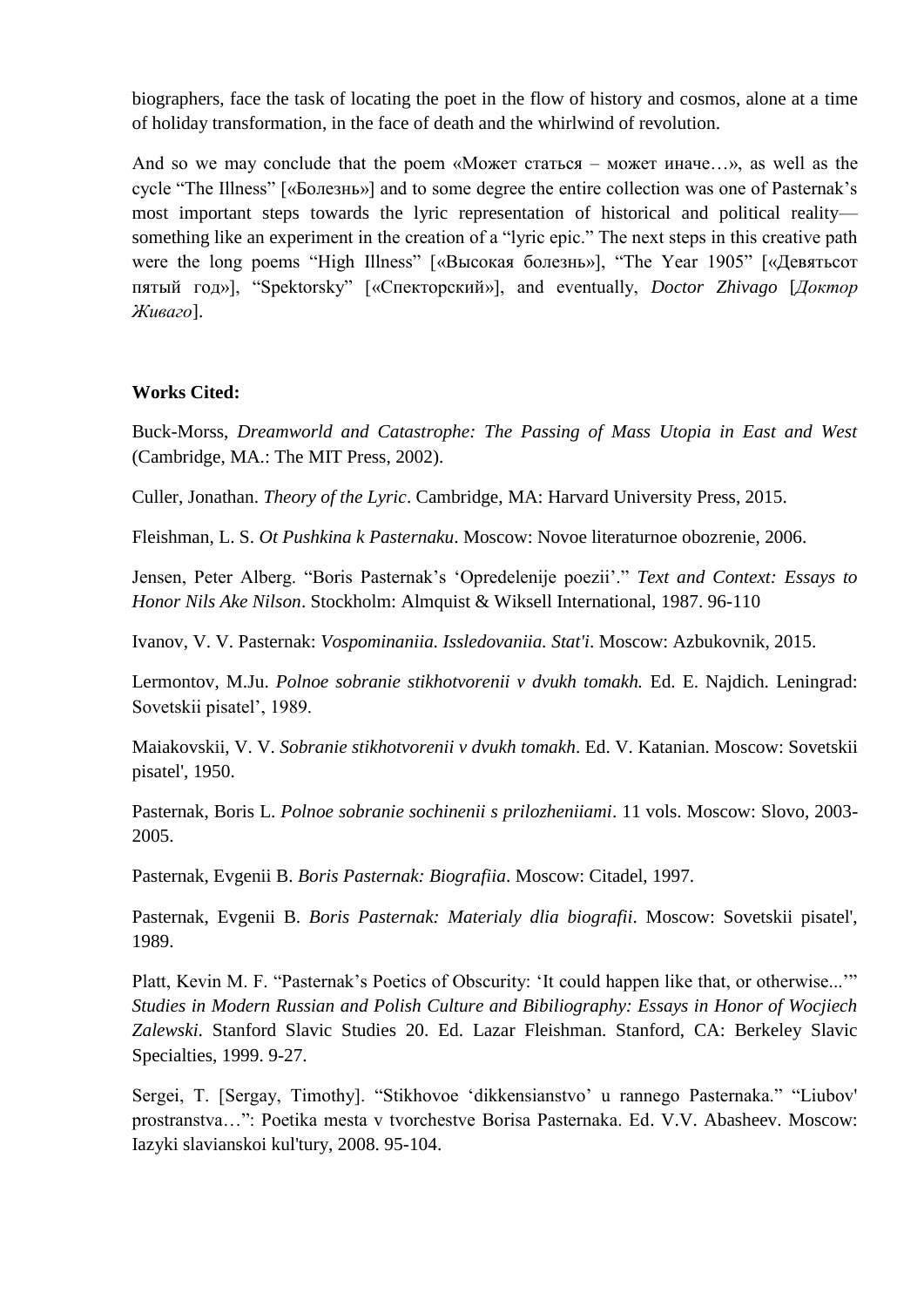biographers, face the task of locating the poet in the flow of history and cosmos, alone at a time of holiday transformation, in the face of death and the whirlwind of revolution.

And so we may conclude that the poem «Может статься – может иначе…», as well as the cycle “The Illness” [«Болезнь»] and to some degree the entire collection was one of Pasternak’s most important steps towards the lyric representation of historical and political reality—something like an experiment in the creation of a “lyric epic.” The next steps in this creative path were the long poems “High Illness” [«Высокая болезнь»], “The Year 1905” [«Девятьсот пятый год»], “Spektorsky” [«Спекторский»], and eventually, *Doctor Zhivago* [*Доктор Живаго*].

**Works Cited:**

Buck-Morss, *Dreamworld and Catastrophe: The Passing of Mass Utopia in East and West* (Cambridge, MA.: The MIT Press, 2002).

Culler, Jonathan. *Theory of the Lyric*. Cambridge, MA: Harvard University Press, 2015.

Fleishman, L. S. *Ot Pushkina k Pasternaku*. Moscow: Novoe literaturnoe obozrenie, 2006.

Jensen, Peter Alberg. “Boris Pasternak’s ‘Opredelenije poezii’.” *Text and Context: Essays to Honor Nils Ake Nilson*. Stockholm: Almquist & Wiksell International, 1987. 96-110

Ivanov, V. V. Pasternak: *Vospominaniia. Issledovaniia. Stat'i*. Moscow: Azbukovnik, 2015.

Lermontov, M.Ju. *Polnoe sobranie stikhotvorenii v dvukh tomakh.* Ed. E. Najdich. Leningrad: Sovetskii pisatel’, 1989.

Maiakovskii, V. V. *Sobranie stikhotvorenii v dvukh tomakh*. Ed. V. Katanian. Moscow: Sovetskii pisatel', 1950.

Pasternak, Boris L. *Polnoe sobranie sochinenii s prilozheniiami*. 11 vols. Moscow: Slovo, 2003-2005.

Pasternak, Evgenii B. *Boris Pasternak: Biografiia*. Moscow: Citadel, 1997.

Pasternak, Evgenii B. *Boris Pasternak: Materialy dlia biografii*. Moscow: Sovetskii pisatel', 1989.

Platt, Kevin M. F. “Pasternak’s Poetics of Obscurity: ‘It could happen like that, or otherwise...’” *Studies in Modern Russian and Polish Culture and Bibiliography: Essays in Honor of Wocjiech Zalewski*. Stanford Slavic Studies 20. Ed. Lazar Fleishman. Stanford, CA: Berkeley Slavic Specialties, 1999. 9-27.

Sergei, T. [Sergay, Timothy]. “Stikhovoe ‘dikkensianstvo’ u rannego Pasternaka.” “Liubov' prostranstva…”: Poetika mesta v tvorchestve Borisa Pasternaka. Ed. V.V. Abasheev. Moscow: Iazyki slavianskoi kul'tury, 2008. 95-104.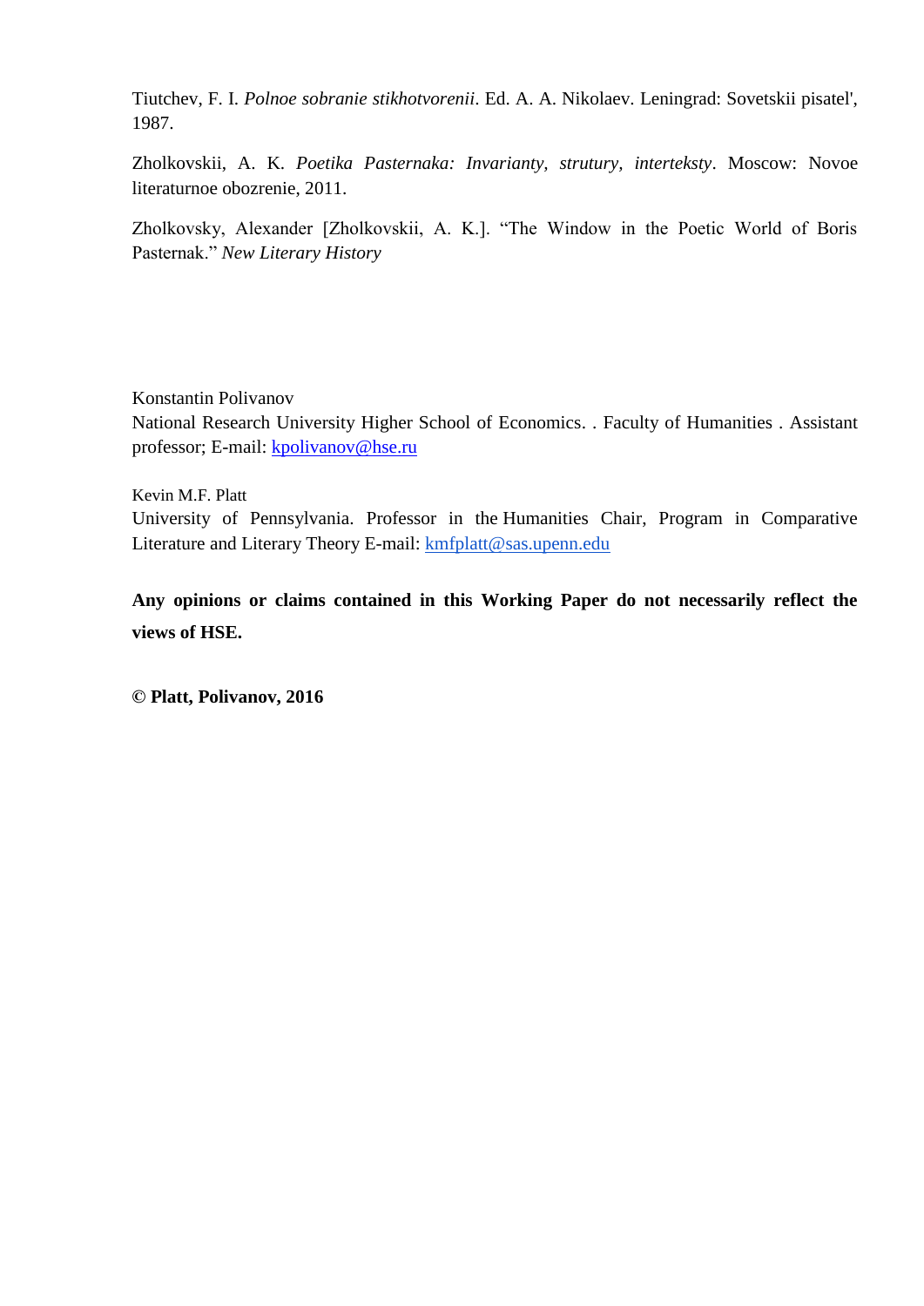Tiutchev, F. I. *Polnoe sobranie stikhotvorenii*. Ed. A. A. Nikolaev. Leningrad: Sovetskii pisatel', 1987.

Zholkovskii, A. K. *Poetika Pasternaka: Invarianty, strutury, interteksty*. Moscow: Novoe literaturnoe obozrenie, 2011.

Zholkovsky, Alexander [Zholkovskii, A. K.]. "The Window in the Poetic World of Boris Pasternak." *New Literary History*

Konstantin Polivanov
National Research University Higher School of Economics. . Faculty of Humanities . Assistant professor; E-mail: kpolivanov@hse.ru

Kevin M.F. Platt
University of Pennsylvania. Professor in the Humanities Chair, Program in Comparative Literature and Literary Theory E-mail: kmfplatt@sas.upenn.edu

**Any opinions or claims contained in this Working Paper do not necessarily reflect the views of HSE.**

**© Platt, Polivanov, 2016**